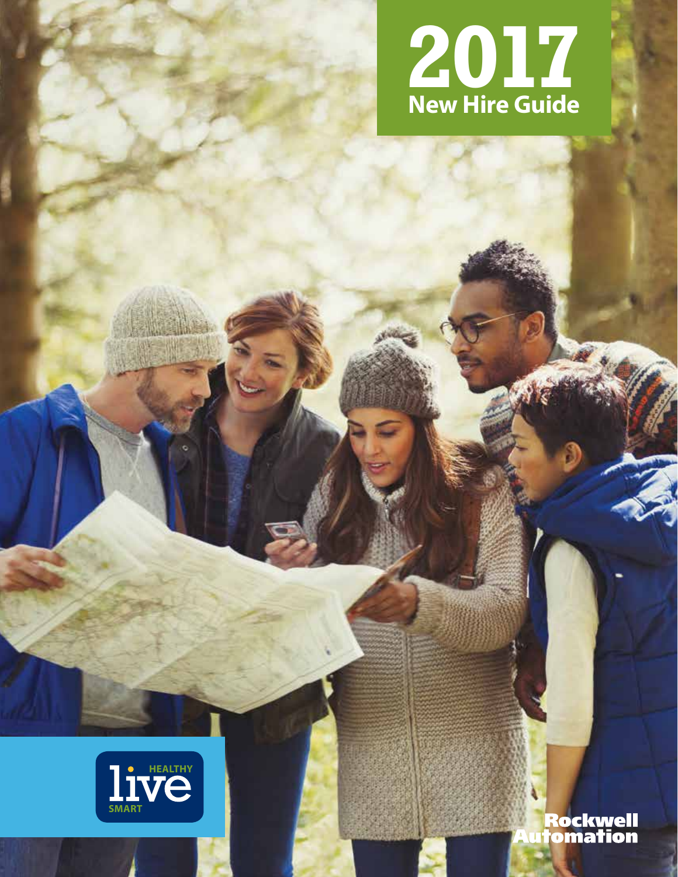# 2017

## New Hire Guide

live HEALTHY SMART

Rockwell Automation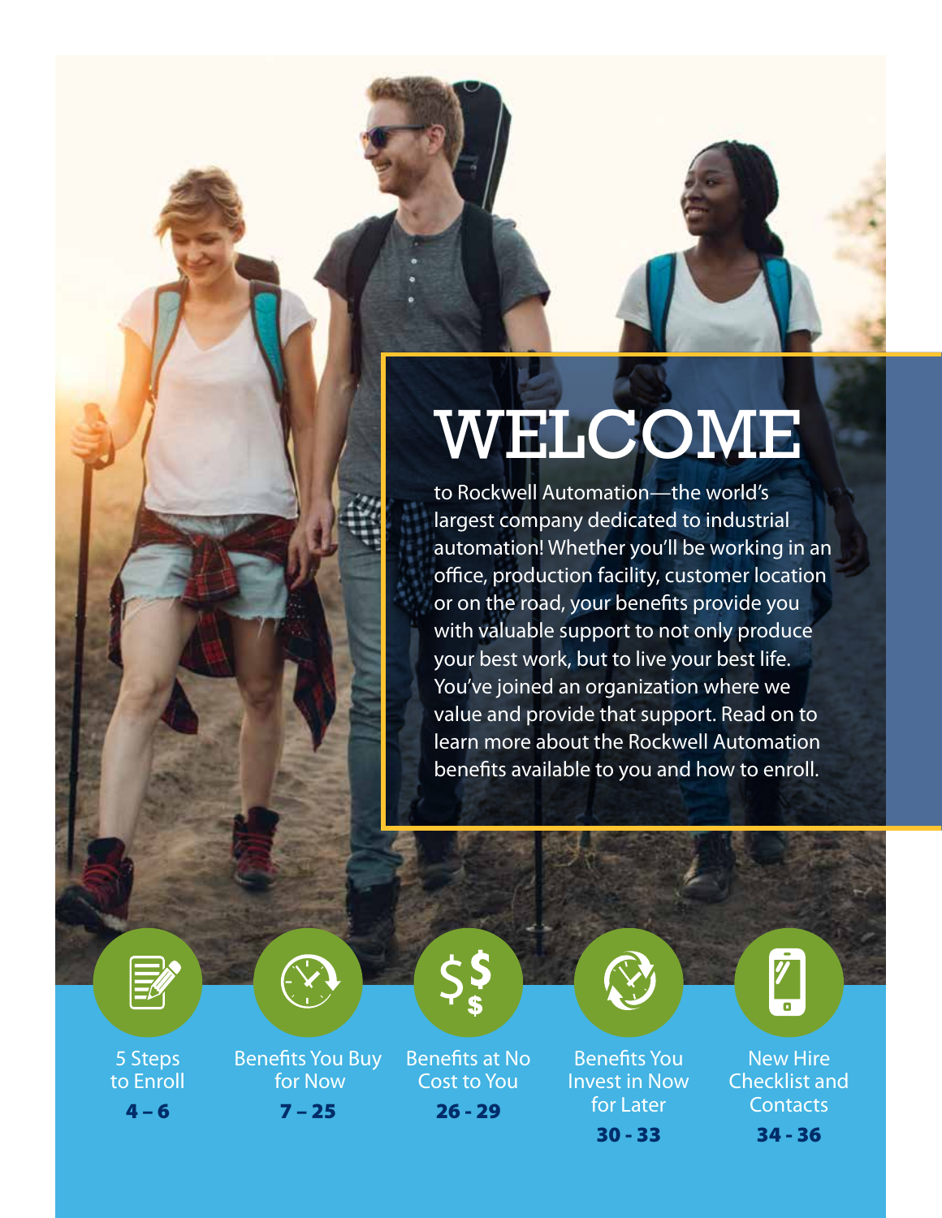# WELCOME

to Rockwell Automation—the world's largest company dedicated to industrial automation! Whether you'll be working in an office, production facility, customer location or on the road, your benefits provide you with valuable support to not only produce your best work, but to live your best life. You've joined an organization where we value and provide that support. Read on to learn more about the Rockwell Automation benefits available to you and how to enroll.

- 5 Steps to Enroll **4 – 6**
- Benefits You Buy for Now **7 – 25**
- Benefits at No Cost to You **26 - 29**
- Benefits You Invest in Now for Later **30 - 33**
- New Hire Checklist and Contacts **34 - 36**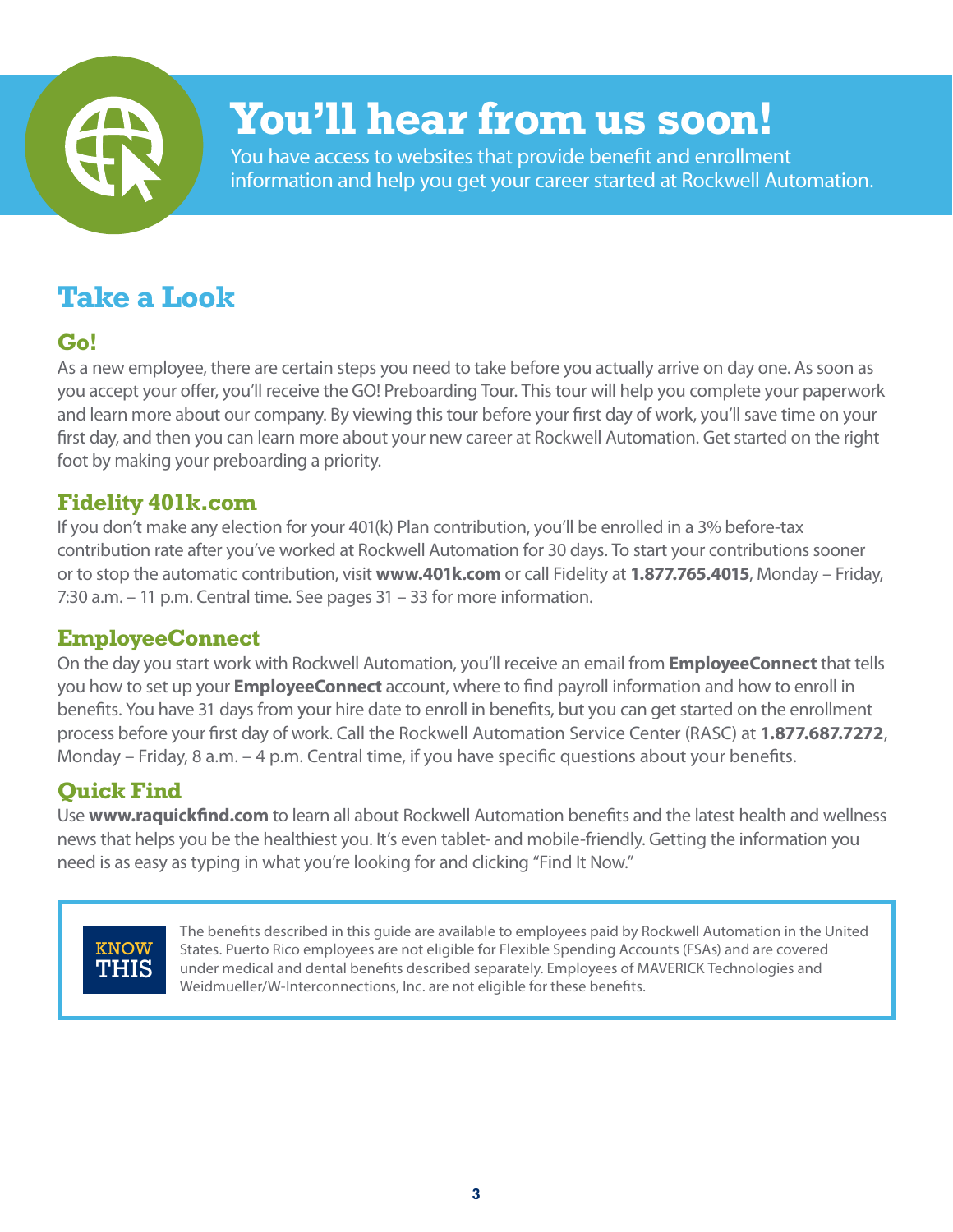# You'll hear from us soon!

You have access to websites that provide benefit and enrollment information and help you get your career started at Rockwell Automation.

## Take a Look

### Go!

As a new employee, there are certain steps you need to take before you actually arrive on day one. As soon as you accept your offer, you'll receive the GO! Preboarding Tour. This tour will help you complete your paperwork and learn more about our company. By viewing this tour before your first day of work, you'll save time on your first day, and then you can learn more about your new career at Rockwell Automation. Get started on the right foot by making your preboarding a priority.

### Fidelity 401k.com

If you don't make any election for your 401(k) Plan contribution, you'll be enrolled in a 3% before-tax contribution rate after you've worked at Rockwell Automation for 30 days. To start your contributions sooner or to stop the automatic contribution, visit **www.401k.com** or call Fidelity at **1.877.765.4015**, Monday – Friday, 7:30 a.m. – 11 p.m. Central time. See pages 31 – 33 for more information.

### EmployeeConnect

On the day you start work with Rockwell Automation, you'll receive an email from **EmployeeConnect** that tells you how to set up your **EmployeeConnect** account, where to find payroll information and how to enroll in benefits. You have 31 days from your hire date to enroll in benefits, but you can get started on the enrollment process before your first day of work. Call the Rockwell Automation Service Center (RASC) at **1.877.687.7272**, Monday – Friday, 8 a.m. – 4 p.m. Central time, if you have specific questions about your benefits.

### Quick Find

Use **www.raquickfind.com** to learn all about Rockwell Automation benefits and the latest health and wellness news that helps you be the healthiest you. It's even tablet- and mobile-friendly. Getting the information you need is as easy as typing in what you're looking for and clicking "Find It Now."

**KNOW THIS**

The benefits described in this guide are available to employees paid by Rockwell Automation in the United States. Puerto Rico employees are not eligible for Flexible Spending Accounts (FSAs) and are covered under medical and dental benefits described separately. Employees of MAVERICK Technologies and Weidmueller/W-Interconnections, Inc. are not eligible for these benefits.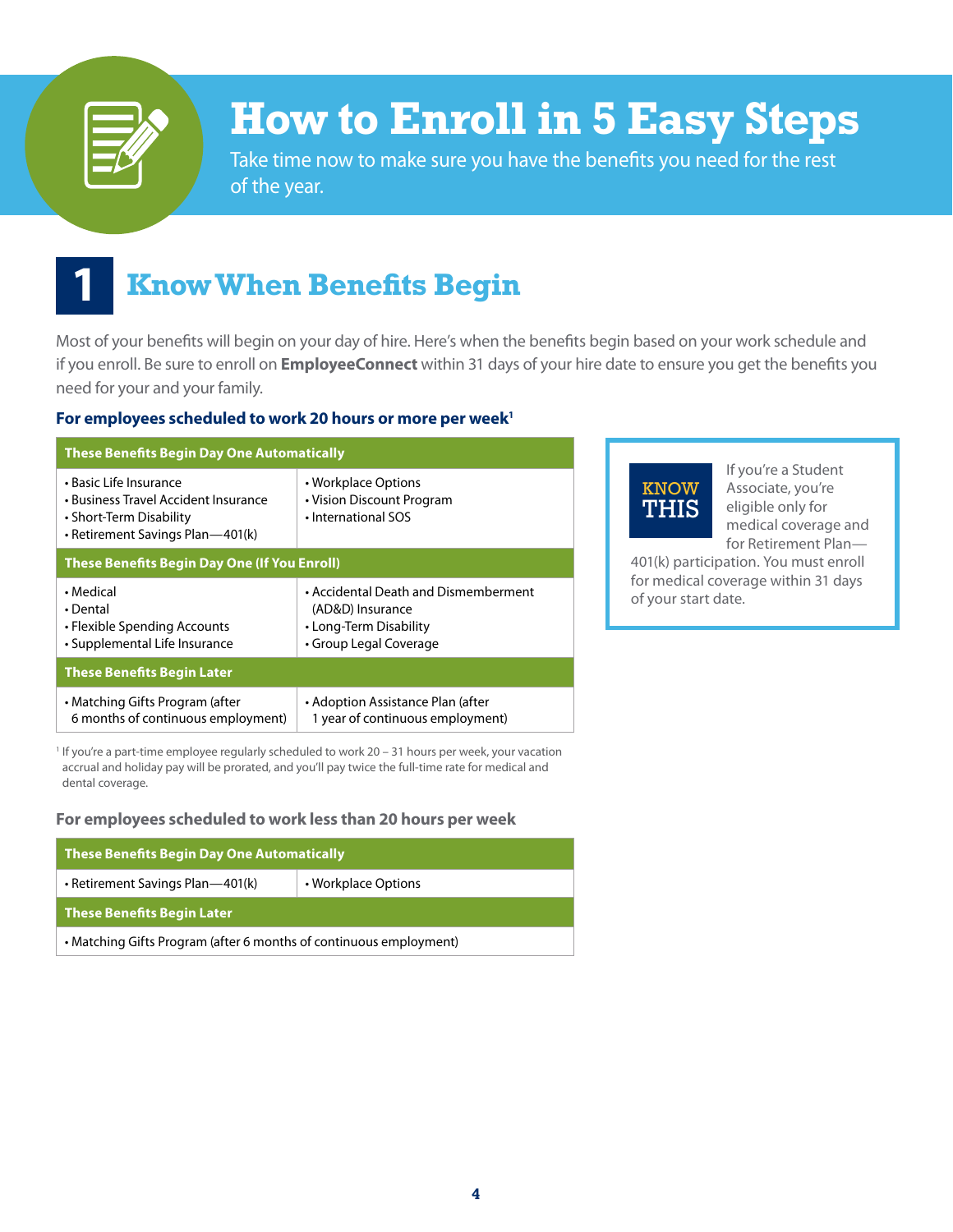# How to Enroll in 5 Easy Steps

Take time now to make sure you have the benefits you need for the rest of the year.

## 1 Know When Benefits Begin

Most of your benefits will begin on your day of hire. Here's when the benefits begin based on your work schedule and if you enroll. Be sure to enroll on **EmployeeConnect** within 31 days of your hire date to ensure you get the benefits you need for your and your family.

### For employees scheduled to work 20 hours or more per week[1]

| These Benefits Begin Day One Automatically | |
|---|---|
| • Basic Life Insurance<br>• Business Travel Accident Insurance<br>• Short-Term Disability<br>• Retirement Savings Plan—401(k) | • Workplace Options<br>• Vision Discount Program<br>• International SOS |
| **These Benefits Begin Day One (If You Enroll)** | |
| • Medical<br>• Dental<br>• Flexible Spending Accounts<br>• Supplemental Life Insurance | • Accidental Death and Dismemberment (AD&D) Insurance<br>• Long-Term Disability<br>• Group Legal Coverage |
| **These Benefits Begin Later** | |
| • Matching Gifts Program (after 6 months of continuous employment) | • Adoption Assistance Plan (after 1 year of continuous employment) |

[1] If you're a part-time employee regularly scheduled to work 20 – 31 hours per week, your vacation accrual and holiday pay will be prorated, and you'll pay twice the full-time rate for medical and dental coverage.

### For employees scheduled to work less than 20 hours per week

| These Benefits Begin Day One Automatically | |
|---|---|
| • Retirement Savings Plan—401(k) | • Workplace Options |
| **These Benefits Begin Later** | |
| • Matching Gifts Program (after 6 months of continuous employment) | |

**KNOW THIS**

If you're a Student Associate, you're eligible only for medical coverage and for Retirement Plan—401(k) participation. You must enroll for medical coverage within 31 days of your start date.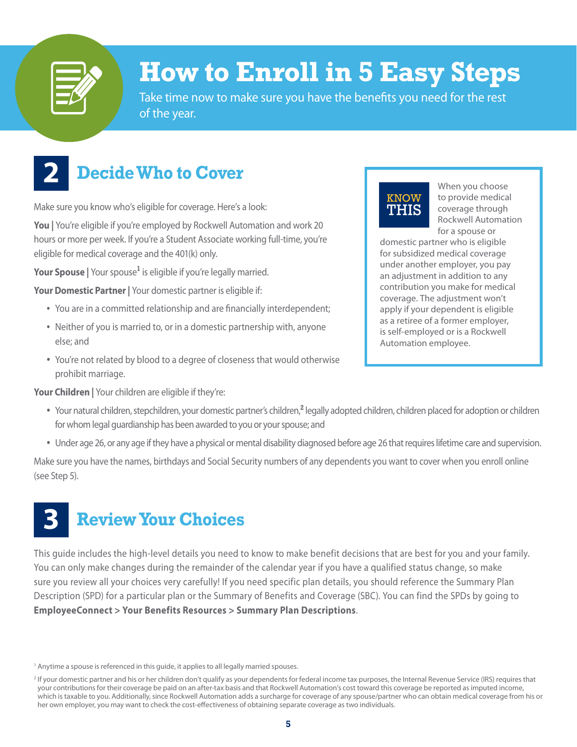# How to Enroll in 5 Easy Steps

Take time now to make sure you have the benefits you need for the rest of the year.

## 2 Decide Who to Cover

Make sure you know who's eligible for coverage. Here's a look:

**You |** You're eligible if you're employed by Rockwell Automation and work 20 hours or more per week. If you're a Student Associate working full-time, you're eligible for medical coverage and the 401(k) only.

**Your Spouse |** Your spouse[1] is eligible if you're legally married.

**Your Domestic Partner |** Your domestic partner is eligible if:

- You are in a committed relationship and are financially interdependent;
- Neither of you is married to, or in a domestic partnership with, anyone else; and
- You're not related by blood to a degree of closeness that would otherwise prohibit marriage.

**Your Children |** Your children are eligible if they're:

- Your natural children, stepchildren, your domestic partner's children,[2] legally adopted children, children placed for adoption or children for whom legal guardianship has been awarded to you or your spouse; and
- Under age 26, or any age if they have a physical or mental disability diagnosed before age 26 that requires lifetime care and supervision.

Make sure you have the names, birthdays and Social Security numbers of any dependents you want to cover when you enroll online (see Step 5).

> **KNOW THIS**
>
> When you choose to provide medical coverage through Rockwell Automation for a spouse or domestic partner who is eligible for subsidized medical coverage under another employer, you pay an adjustment in addition to any contribution you make for medical coverage. The adjustment won't apply if your dependent is eligible as a retiree of a former employer, is self-employed or is a Rockwell Automation employee.

## 3 Review Your Choices

This guide includes the high-level details you need to know to make benefit decisions that are best for you and your family. You can only make changes during the remainder of the calendar year if you have a qualified status change, so make sure you review all your choices very carefully! If you need specific plan details, you should reference the Summary Plan Description (SPD) for a particular plan or the Summary of Benefits and Coverage (SBC). You can find the SPDs by going to **EmployeeConnect > Your Benefits Resources > Summary Plan Descriptions**.

[1] Anytime a spouse is referenced in this guide, it applies to all legally married spouses.

[2] If your domestic partner and his or her children don't qualify as your dependents for federal income tax purposes, the Internal Revenue Service (IRS) requires that your contributions for their coverage be paid on an after-tax basis and that Rockwell Automation's cost toward this coverage be reported as imputed income, which is taxable to you. Additionally, since Rockwell Automation adds a surcharge for coverage of any spouse/partner who can obtain medical coverage from his or her own employer, you may want to check the cost-effectiveness of obtaining separate coverage as two individuals.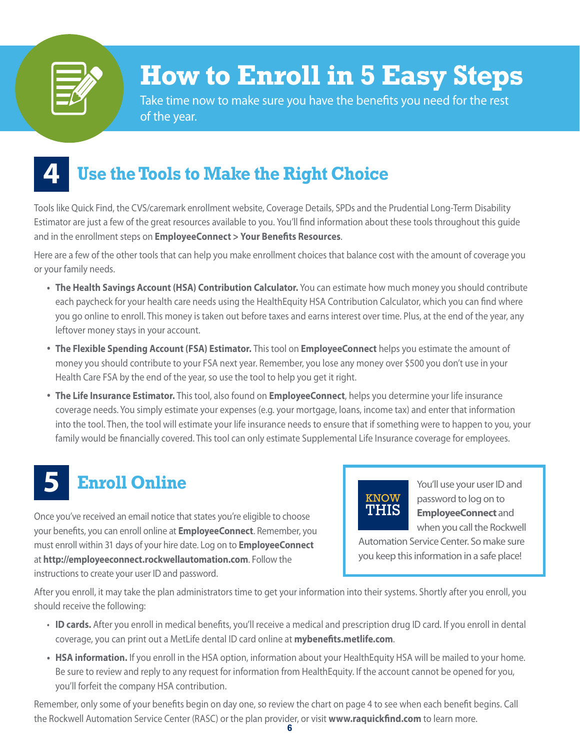# How to Enroll in 5 Easy Steps

Take time now to make sure you have the benefits you need for the rest of the year.

## 4 Use the Tools to Make the Right Choice

Tools like Quick Find, the CVS/caremark enrollment website, Coverage Details, SPDs and the Prudential Long-Term Disability Estimator are just a few of the great resources available to you. You'll find information about these tools throughout this guide and in the enrollment steps on **EmployeeConnect > Your Benefits Resources**.

Here are a few of the other tools that can help you make enrollment choices that balance cost with the amount of coverage you or your family needs.

- **The Health Savings Account (HSA) Contribution Calculator.** You can estimate how much money you should contribute each paycheck for your health care needs using the HealthEquity HSA Contribution Calculator, which you can find where you go online to enroll. This money is taken out before taxes and earns interest over time. Plus, at the end of the year, any leftover money stays in your account.
- **The Flexible Spending Account (FSA) Estimator.** This tool on **EmployeeConnect** helps you estimate the amount of money you should contribute to your FSA next year. Remember, you lose any money over $500 you don't use in your Health Care FSA by the end of the year, so use the tool to help you get it right.
- **The Life Insurance Estimator.** This tool, also found on **EmployeeConnect**, helps you determine your life insurance coverage needs. You simply estimate your expenses (e.g. your mortgage, loans, income tax) and enter that information into the tool. Then, the tool will estimate your life insurance needs to ensure that if something were to happen to you, your family would be financially covered. This tool can only estimate Supplemental Life Insurance coverage for employees.

## 5 Enroll Online

Once you've received an email notice that states you're eligible to choose your benefits, you can enroll online at **EmployeeConnect**. Remember, you must enroll within 31 days of your hire date. Log on to **EmployeeConnect** at **http://employeeconnect.rockwellautomation.com**. Follow the instructions to create your user ID and password.

> **KNOW THIS**
>
> You'll use your user ID and password to log on to **EmployeeConnect** and when you call the Rockwell Automation Service Center. So make sure you keep this information in a safe place!

After you enroll, it may take the plan administrators time to get your information into their systems. Shortly after you enroll, you should receive the following:

- **ID cards.** After you enroll in medical benefits, you'll receive a medical and prescription drug ID card. If you enroll in dental coverage, you can print out a MetLife dental ID card online at **mybenefits.metlife.com**.
- **HSA information.** If you enroll in the HSA option, information about your HealthEquity HSA will be mailed to your home. Be sure to review and reply to any request for information from HealthEquity. If the account cannot be opened for you, you'll forfeit the company HSA contribution.

Remember, only some of your benefits begin on day one, so review the chart on page 4 to see when each benefit begins. Call the Rockwell Automation Service Center (RASC) or the plan provider, or visit **www.raquickfind.com** to learn more.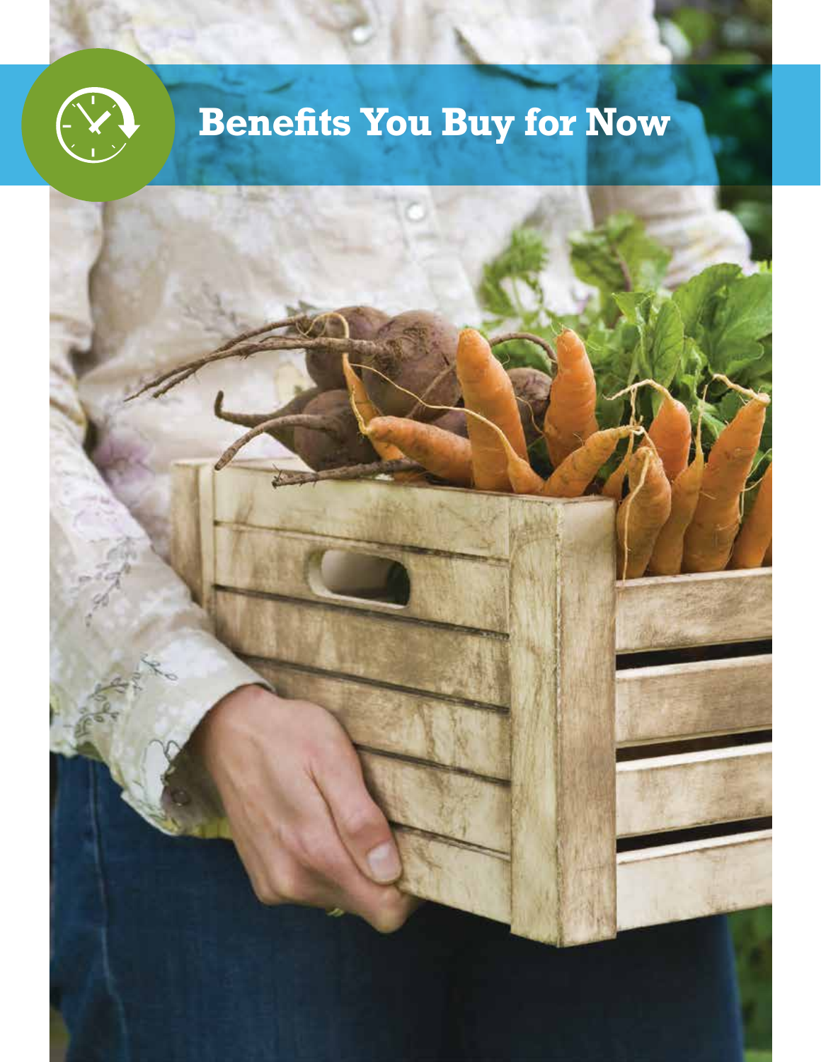# Benefits You Buy for Now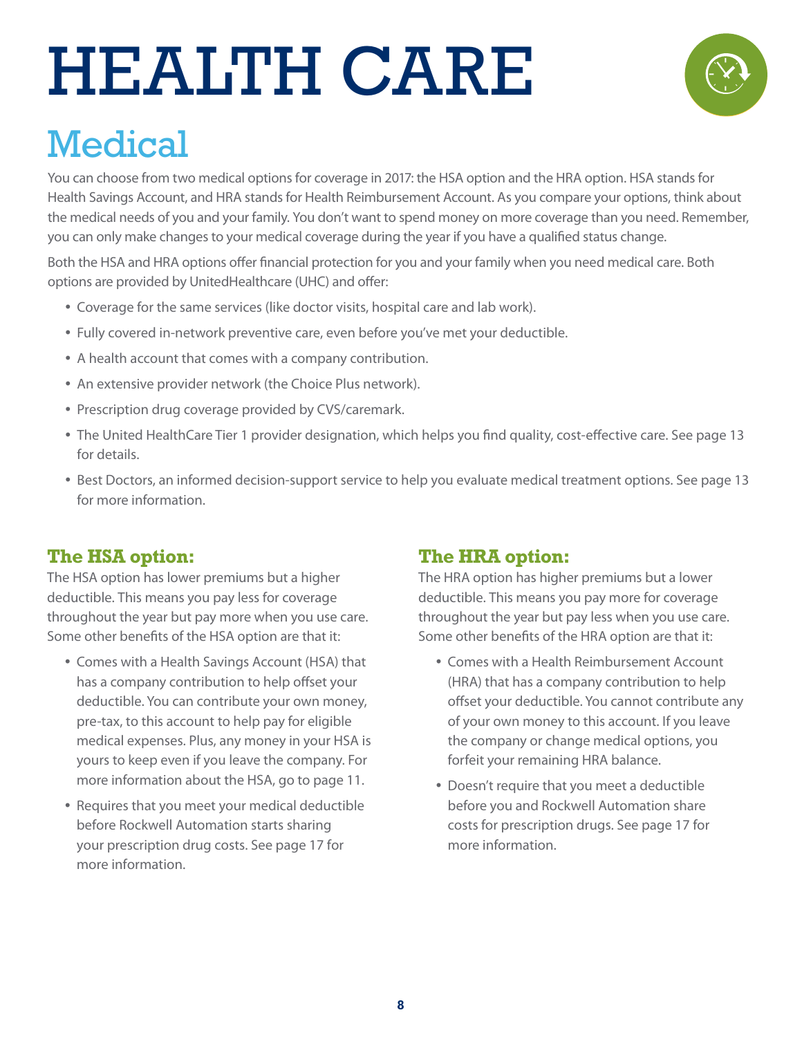# HEALTH CARE

## Medical

You can choose from two medical options for coverage in 2017: the HSA option and the HRA option. HSA stands for Health Savings Account, and HRA stands for Health Reimbursement Account. As you compare your options, think about the medical needs of you and your family. You don't want to spend money on more coverage than you need. Remember, you can only make changes to your medical coverage during the year if you have a qualified status change.

Both the HSA and HRA options offer financial protection for you and your family when you need medical care. Both options are provided by UnitedHealthcare (UHC) and offer:

- Coverage for the same services (like doctor visits, hospital care and lab work).
- Fully covered in-network preventive care, even before you've met your deductible.
- A health account that comes with a company contribution.
- An extensive provider network (the Choice Plus network).
- Prescription drug coverage provided by CVS/caremark.
- The United HealthCare Tier 1 provider designation, which helps you find quality, cost-effective care. See page 13 for details.
- Best Doctors, an informed decision-support service to help you evaluate medical treatment options. See page 13 for more information.

### The HSA option:

The HSA option has lower premiums but a higher deductible. This means you pay less for coverage throughout the year but pay more when you use care. Some other benefits of the HSA option are that it:

- Comes with a Health Savings Account (HSA) that has a company contribution to help offset your deductible. You can contribute your own money, pre-tax, to this account to help pay for eligible medical expenses. Plus, any money in your HSA is yours to keep even if you leave the company. For more information about the HSA, go to page 11.
- Requires that you meet your medical deductible before Rockwell Automation starts sharing your prescription drug costs. See page 17 for more information.

### The HRA option:

The HRA option has higher premiums but a lower deductible. This means you pay more for coverage throughout the year but pay less when you use care. Some other benefits of the HRA option are that it:

- Comes with a Health Reimbursement Account (HRA) that has a company contribution to help offset your deductible. You cannot contribute any of your own money to this account. If you leave the company or change medical options, you forfeit your remaining HRA balance.
- Doesn't require that you meet a deductible before you and Rockwell Automation share costs for prescription drugs. See page 17 for more information.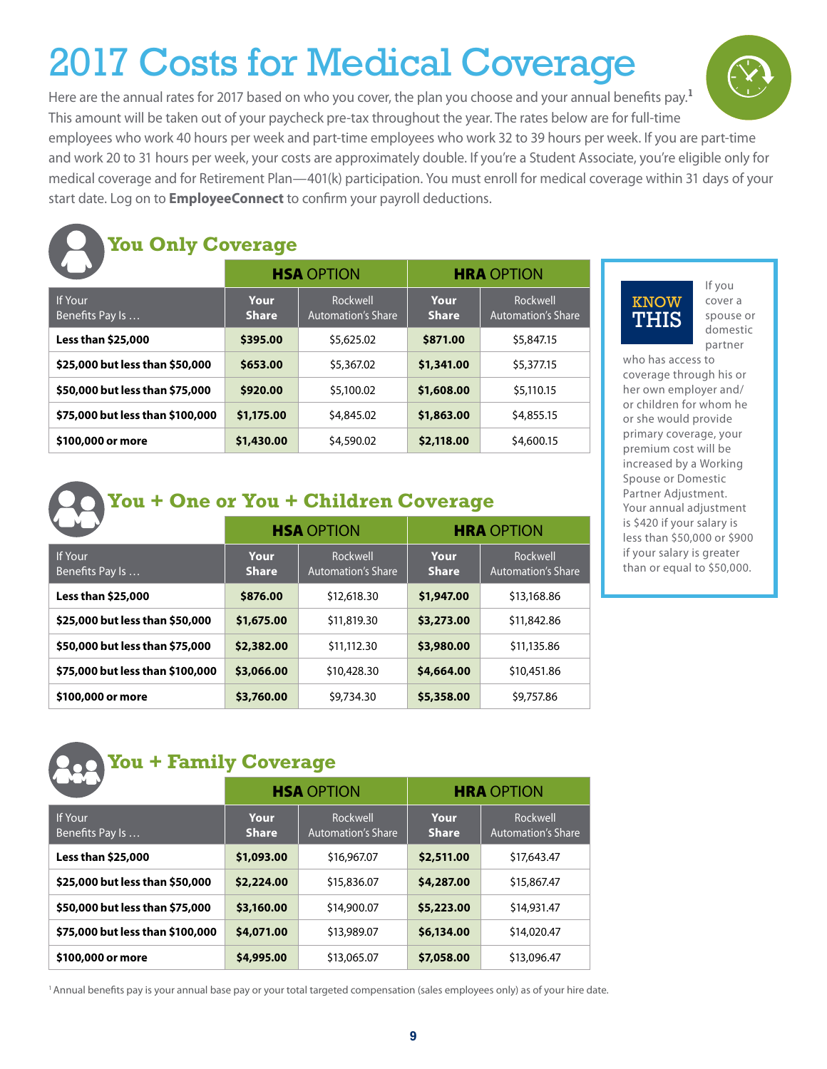# 2017 Costs for Medical Coverage

Here are the annual rates for 2017 based on who you cover, the plan you choose and your annual benefits pay.[1] This amount will be taken out of your paycheck pre-tax throughout the year. The rates below are for full-time employees who work 40 hours per week and part-time employees who work 32 to 39 hours per week. If you are part-time and work 20 to 31 hours per week, your costs are approximately double. If you're a Student Associate, you're eligible only for medical coverage and for Retirement Plan—401(k) participation. You must enroll for medical coverage within 31 days of your start date. Log on to **EmployeeConnect** to confirm your payroll deductions.

## You Only Coverage

| | **HSA** OPTION | | **HRA** OPTION | |
|---|---|---|---|---|
| If Your Benefits Pay Is … | **Your Share** | Rockwell Automation's Share | **Your Share** | Rockwell Automation's Share |
| **Less than $25,000** | **$395.00** | $5,625.02 | **$871.00** | $5,847.15 |
| **$25,000 but less than $50,000** | **$653.00** | $5,367.02 | **$1,341.00** | $5,377.15 |
| **$50,000 but less than $75,000** | **$920.00** | $5,100.02 | **$1,608.00** | $5,110.15 |
| **$75,000 but less than $100,000** | **$1,175.00** | $4,845.02 | **$1,863.00** | $4,855.15 |
| **$100,000 or more** | **$1,430.00** | $4,590.02 | **$2,118.00** | $4,600.15 |

**KNOW THIS**

If you cover a spouse or domestic partner who has access to coverage through his or her own employer and/or children for whom he or she would provide primary coverage, your premium cost will be increased by a Working Spouse or Domestic Partner Adjustment. Your annual adjustment is $420 if your salary is less than $50,000 or $900 if your salary is greater than or equal to $50,000.

## You + One or You + Children Coverage

| | **HSA** OPTION | | **HRA** OPTION | |
|---|---|---|---|---|
| If Your Benefits Pay Is … | **Your Share** | Rockwell Automation's Share | **Your Share** | Rockwell Automation's Share |
| **Less than $25,000** | **$876.00** | $12,618.30 | **$1,947.00** | $13,168.86 |
| **$25,000 but less than $50,000** | **$1,675.00** | $11,819.30 | **$3,273.00** | $11,842.86 |
| **$50,000 but less than $75,000** | **$2,382.00** | $11,112.30 | **$3,980.00** | $11,135.86 |
| **$75,000 but less than $100,000** | **$3,066.00** | $10,428.30 | **$4,664.00** | $10,451.86 |
| **$100,000 or more** | **$3,760.00** | $9,734.30 | **$5,358.00** | $9,757.86 |

## You + Family Coverage

| | **HSA** OPTION | | **HRA** OPTION | |
|---|---|---|---|---|
| If Your Benefits Pay Is … | **Your Share** | Rockwell Automation's Share | **Your Share** | Rockwell Automation's Share |
| **Less than $25,000** | **$1,093.00** | $16,967.07 | **$2,511.00** | $17,643.47 |
| **$25,000 but less than $50,000** | **$2,224.00** | $15,836.07 | **$4,287.00** | $15,867.47 |
| **$50,000 but less than $75,000** | **$3,160.00** | $14,900.07 | **$5,223.00** | $14,931.47 |
| **$75,000 but less than $100,000** | **$4,071.00** | $13,989.07 | **$6,134.00** | $14,020.47 |
| **$100,000 or more** | **$4,995.00** | $13,065.07 | **$7,058.00** | $13,096.47 |

[1] Annual benefits pay is your annual base pay or your total targeted compensation (sales employees only) as of your hire date.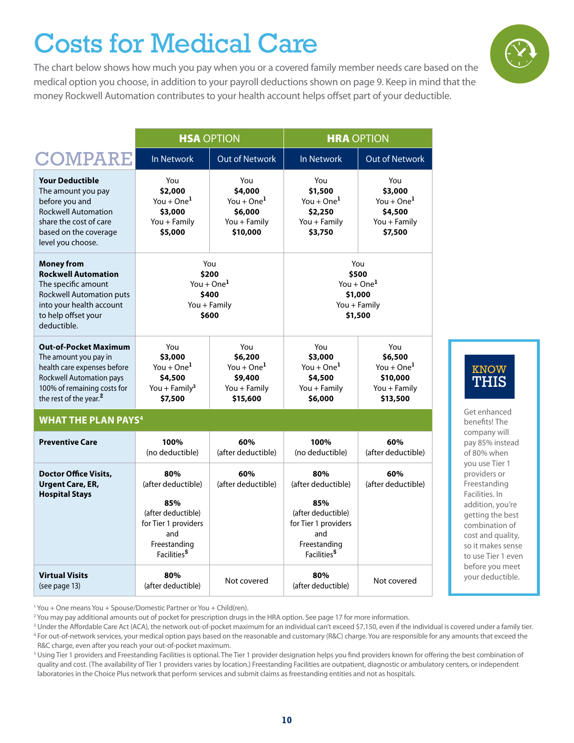# Costs for Medical Care

The chart below shows how much you pay when you or a covered family member needs care based on the medical option you choose, in addition to your payroll deductions shown on page 9. Keep in mind that the money Rockwell Automation contributes to your health account helps offset part of your deductible.

| COMPARE | **HSA** OPTION | | **HRA** OPTION | |
|---|---|---|---|---|
| | In Network | Out of Network | In Network | Out of Network |
| **Your Deductible** The amount you pay before you and Rockwell Automation share the cost of care based on the coverage level you choose. | You **$2,000** You + One[1] **$3,000** You + Family **$5,000** | You **$4,000** You + One[1] **$6,000** You + Family **$10,000** | You **$1,500** You + One[1] **$2,250** You + Family **$3,750** | You **$3,000** You + One[1] **$4,500** You + Family **$7,500** |
| **Money from Rockwell Automation** The specific amount Rockwell Automation puts into your health account to help offset your deductible. | You **$200** You + One[1] **$400** You + Family **$600** | | You **$500** You + One[1] **$1,000** You + Family **$1,500** | |
| **Out-of-Pocket Maximum** The amount you pay in health care expenses before Rockwell Automation pays 100% of remaining costs for the rest of the year.[2] | You **$3,000** You + One[1] **$4,500** You + Family[3] **$7,500** | You **$6,200** You + One[1] **$9,400** You + Family **$15,600** | You **$3,000** You + One[1] **$4,500** You + Family **$6,000** | You **$6,500** You + One[1] **$10,000** You + Family **$13,500** |
| **WHAT THE PLAN PAYS[4]** | | | | |
| **Preventive Care** | **100%** (no deductible) | **60%** (after deductible) | **100%** (no deductible) | **60%** (after deductible) |
| **Doctor Office Visits, Urgent Care, ER, Hospital Stays** | **80%** (after deductible) **85%** (after deductible) for Tier 1 providers and Freestanding Facilities[5] | **60%** (after deductible) | **80%** (after deductible) **85%** (after deductible) for Tier 1 providers and Freestanding Facilities[5] | **60%** (after deductible) |
| **Virtual Visits** (see page 13) | **80%** (after deductible) | Not covered | **80%** (after deductible) | Not covered |

**KNOW THIS**

Get enhanced benefits! The company will pay 85% instead of 80% when you use Tier 1 providers or Freestanding Facilities. In addition, you're getting the best combination of cost and quality, so it makes sense to use Tier 1 even before you meet your deductible.

[1] You + One means You + Spouse/Domestic Partner or You + Child(ren).
[2] You may pay additional amounts out of pocket for prescription drugs in the HRA option. See page 17 for more information.
[3] Under the Affordable Care Act (ACA), the network out-of-pocket maximum for an individual can't exceed $7,150, even if the individual is covered under a family tier.
[4] For out-of-network services, your medical option pays based on the reasonable and customary (R&C) charge. You are responsible for any amounts that exceed the R&C charge, even after you reach your out-of-pocket maximum.
[5] Using Tier 1 providers and Freestanding Facilities is optional. The Tier 1 provider designation helps you find providers known for offering the best combination of quality and cost. (The availability of Tier 1 providers varies by location.) Freestanding Facilities are outpatient, diagnostic or ambulatory centers, or independent laboratories in the Choice Plus network that perform services and submit claims as freestanding entities and not as hospitals.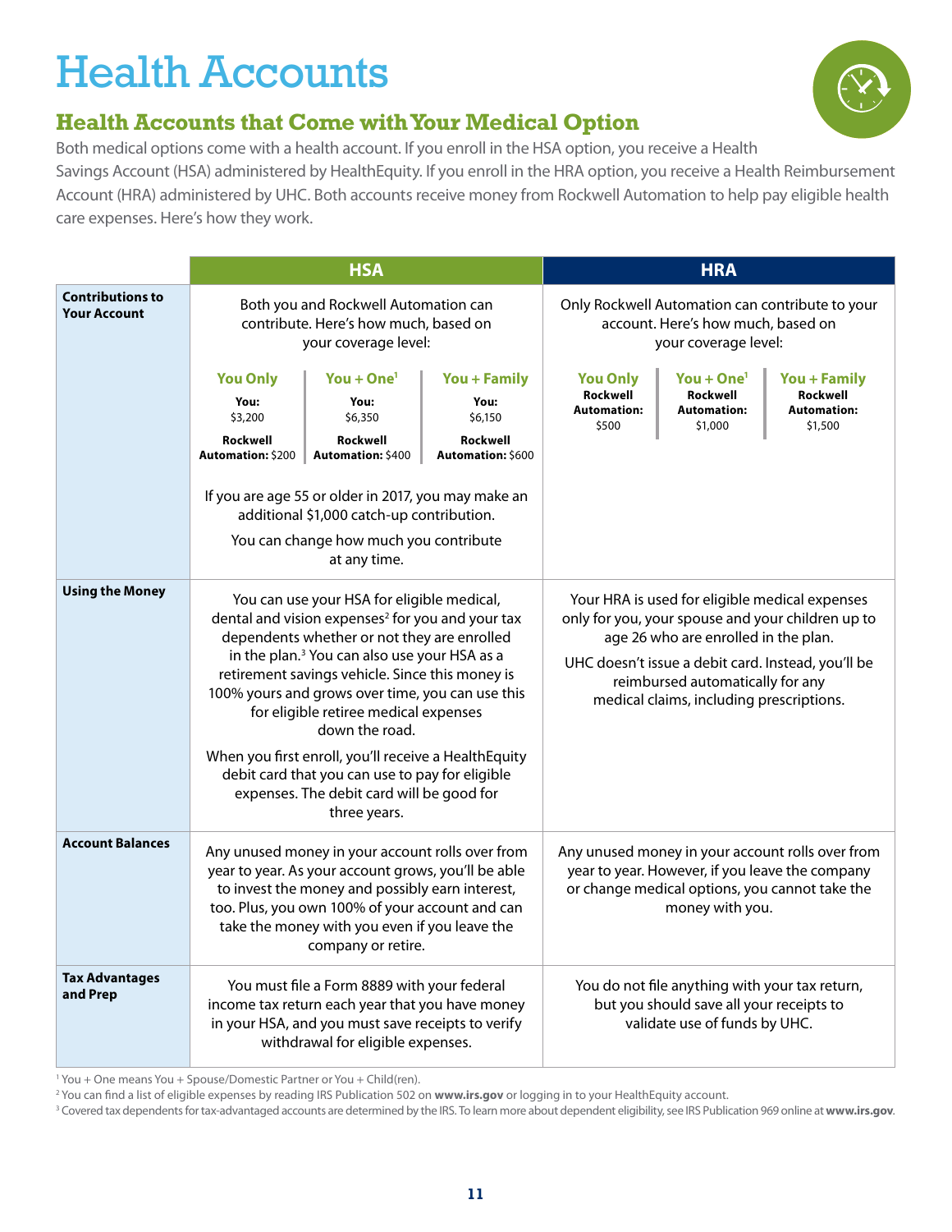# Health Accounts

## Health Accounts that Come with Your Medical Option

Both medical options come with a health account. If you enroll in the HSA option, you receive a Health Savings Account (HSA) administered by HealthEquity. If you enroll in the HRA option, you receive a Health Reimbursement Account (HRA) administered by UHC. Both accounts receive money from Rockwell Automation to help pay eligible health care expenses. Here's how they work.

| | HSA | HRA |
|---|---|---|
| **Contributions to Your Account** | Both you and Rockwell Automation can contribute. Here's how much, based on your coverage level:<br><br>**You Only** — **You:** \$3,200; **Rockwell Automation:** \$200<br>**You + One[1]** — **You:** \$6,350; **Rockwell Automation:** \$400<br>**You + Family** — **You:** \$6,150; **Rockwell Automation:** \$600<br><br>If you are age 55 or older in 2017, you may make an additional \$1,000 catch-up contribution.<br><br>You can change how much you contribute at any time. | Only Rockwell Automation can contribute to your account. Here's how much, based on your coverage level:<br><br>**You Only** — **Rockwell Automation:** \$500<br>**You + One[1]** — **Rockwell Automation:** \$1,000<br>**You + Family** — **Rockwell Automation:** \$1,500 |
| **Using the Money** | You can use your HSA for eligible medical, dental and vision expenses[2] for you and your tax dependents whether or not they are enrolled in the plan.[3] You can also use your HSA as a retirement savings vehicle. Since this money is 100% yours and grows over time, you can use this for eligible retiree medical expenses down the road.<br><br>When you first enroll, you'll receive a HealthEquity debit card that you can use to pay for eligible expenses. The debit card will be good for three years. | Your HRA is used for eligible medical expenses only for you, your spouse and your children up to age 26 who are enrolled in the plan.<br><br>UHC doesn't issue a debit card. Instead, you'll be reimbursed automatically for any medical claims, including prescriptions. |
| **Account Balances** | Any unused money in your account rolls over from year to year. As your account grows, you'll be able to invest the money and possibly earn interest, too. Plus, you own 100% of your account and can take the money with you even if you leave the company or retire. | Any unused money in your account rolls over from year to year. However, if you leave the company or change medical options, you cannot take the money with you. |
| **Tax Advantages and Prep** | You must file a Form 8889 with your federal income tax return each year that you have money in your HSA, and you must save receipts to verify withdrawal for eligible expenses. | You do not file anything with your tax return, but you should save all your receipts to validate use of funds by UHC. |

[1] You + One means You + Spouse/Domestic Partner or You + Child(ren).

[2] You can find a list of eligible expenses by reading IRS Publication 502 on **www.irs.gov** or logging in to your HealthEquity account.

[3] Covered tax dependents for tax-advantaged accounts are determined by the IRS. To learn more about dependent eligibility, see IRS Publication 969 online at **www.irs.gov**.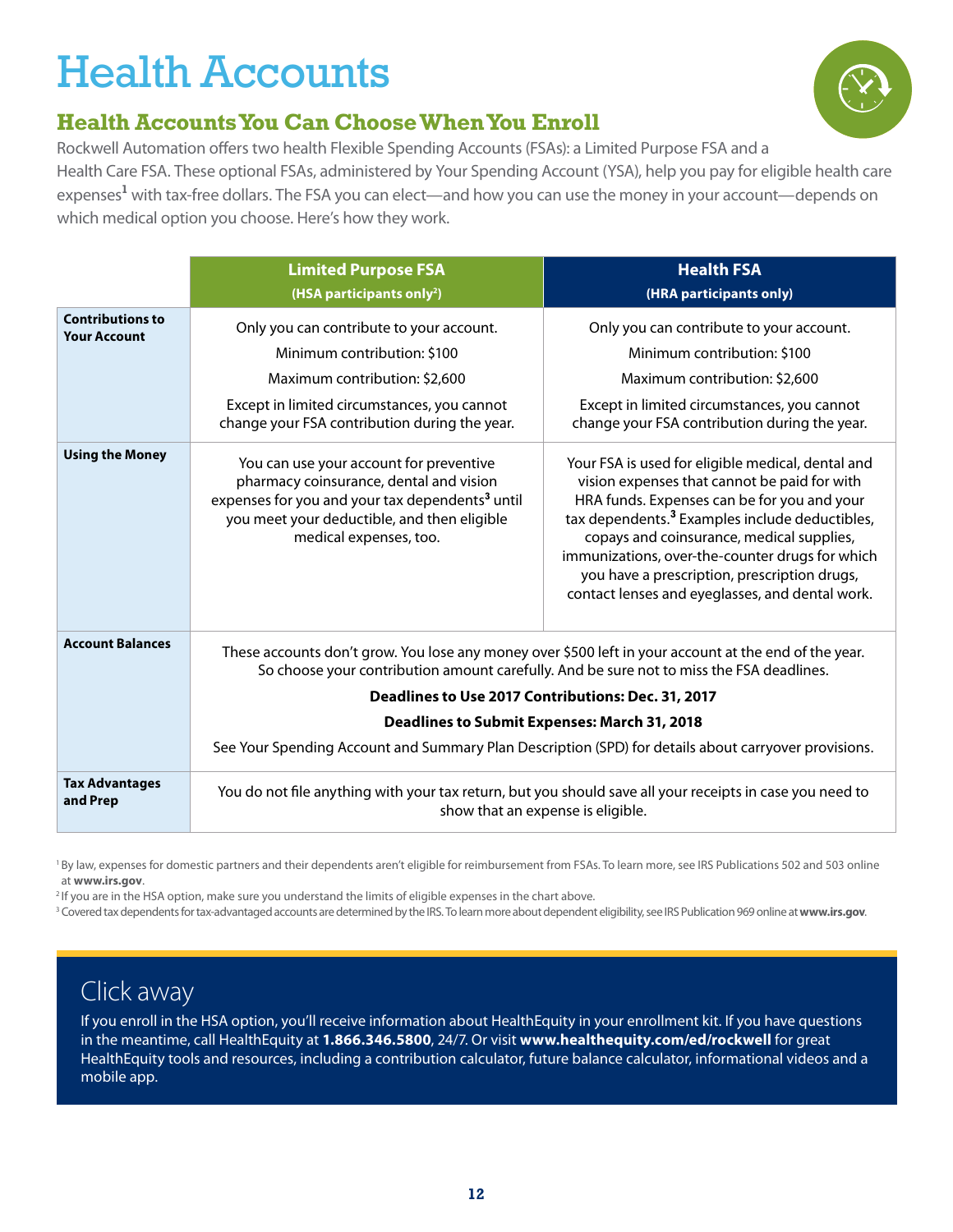# Health Accounts

## Health Accounts You Can Choose When You Enroll

Rockwell Automation offers two health Flexible Spending Accounts (FSAs): a Limited Purpose FSA and a Health Care FSA. These optional FSAs, administered by Your Spending Account (YSA), help you pay for eligible health care expenses[1] with tax-free dollars. The FSA you can elect—and how you can use the money in your account—depends on which medical option you choose. Here's how they work.

| | **Limited Purpose FSA** (HSA participants only[2]) | **Health FSA** (HRA participants only) |
|---|---|---|
| **Contributions to Your Account** | Only you can contribute to your account.<br>Minimum contribution: $100<br>Maximum contribution: $2,600<br>Except in limited circumstances, you cannot change your FSA contribution during the year. | Only you can contribute to your account.<br>Minimum contribution: $100<br>Maximum contribution: $2,600<br>Except in limited circumstances, you cannot change your FSA contribution during the year. |
| **Using the Money** | You can use your account for preventive pharmacy coinsurance, dental and vision expenses for you and your tax dependents[3] until you meet your deductible, and then eligible medical expenses, too. | Your FSA is used for eligible medical, dental and vision expenses that cannot be paid for with HRA funds. Expenses can be for you and your tax dependents.[3] Examples include deductibles, copays and coinsurance, medical supplies, immunizations, over-the-counter drugs for which you have a prescription, prescription drugs, contact lenses and eyeglasses, and dental work. |
| **Account Balances** | These accounts don't grow. You lose any money over $500 left in your account at the end of the year. So choose your contribution amount carefully. And be sure not to miss the FSA deadlines.<br>**Deadlines to Use 2017 Contributions: Dec. 31, 2017**<br>**Deadlines to Submit Expenses: March 31, 2018**<br>See Your Spending Account and Summary Plan Description (SPD) for details about carryover provisions. | |
| **Tax Advantages and Prep** | You do not file anything with your tax return, but you should save all your receipts in case you need to show that an expense is eligible. | |

[1] By law, expenses for domestic partners and their dependents aren't eligible for reimbursement from FSAs. To learn more, see IRS Publications 502 and 503 online at **www.irs.gov**.

[2] If you are in the HSA option, make sure you understand the limits of eligible expenses in the chart above.

[3] Covered tax dependents for tax-advantaged accounts are determined by the IRS. To learn more about dependent eligibility, see IRS Publication 969 online at **www.irs.gov**.

## Click away

If you enroll in the HSA option, you'll receive information about HealthEquity in your enrollment kit. If you have questions in the meantime, call HealthEquity at **1.866.346.5800**, 24/7. Or visit **www.healthequity.com/ed/rockwell** for great HealthEquity tools and resources, including a contribution calculator, future balance calculator, informational videos and a mobile app.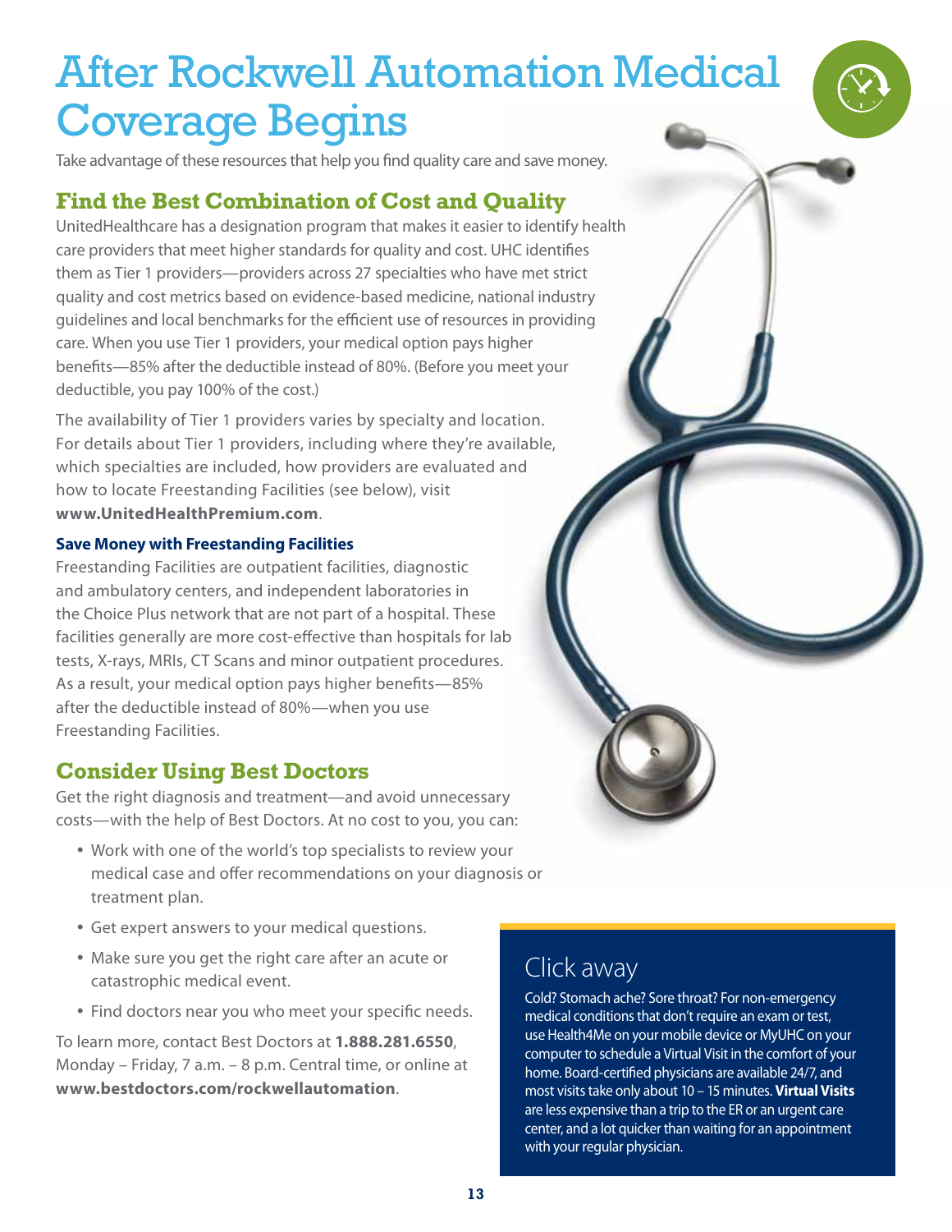# After Rockwell Automation Medical Coverage Begins

Take advantage of these resources that help you find quality care and save money.

## Find the Best Combination of Cost and Quality

UnitedHealthcare has a designation program that makes it easier to identify health care providers that meet higher standards for quality and cost. UHC identifies them as Tier 1 providers—providers across 27 specialties who have met strict quality and cost metrics based on evidence-based medicine, national industry guidelines and local benchmarks for the efficient use of resources in providing care. When you use Tier 1 providers, your medical option pays higher benefits—85% after the deductible instead of 80%. (Before you meet your deductible, you pay 100% of the cost.)

The availability of Tier 1 providers varies by specialty and location. For details about Tier 1 providers, including where they're available, which specialties are included, how providers are evaluated and how to locate Freestanding Facilities (see below), visit **www.UnitedHealthPremium.com**.

### Save Money with Freestanding Facilities

Freestanding Facilities are outpatient facilities, diagnostic and ambulatory centers, and independent laboratories in the Choice Plus network that are not part of a hospital. These facilities generally are more cost-effective than hospitals for lab tests, X-rays, MRIs, CT Scans and minor outpatient procedures. As a result, your medical option pays higher benefits—85% after the deductible instead of 80%—when you use Freestanding Facilities.

## Consider Using Best Doctors

Get the right diagnosis and treatment—and avoid unnecessary costs—with the help of Best Doctors. At no cost to you, you can:

- Work with one of the world's top specialists to review your medical case and offer recommendations on your diagnosis or treatment plan.
- Get expert answers to your medical questions.
- Make sure you get the right care after an acute or catastrophic medical event.
- Find doctors near you who meet your specific needs.

To learn more, contact Best Doctors at **1.888.281.6550**, Monday – Friday, 7 a.m. – 8 p.m. Central time, or online at **www.bestdoctors.com/rockwellautomation**.

## Click away

Cold? Stomach ache? Sore throat? For non-emergency medical conditions that don't require an exam or test, use Health4Me on your mobile device or MyUHC on your computer to schedule a Virtual Visit in the comfort of your home. Board-certified physicians are available 24/7, and most visits take only about 10 – 15 minutes. **Virtual Visits** are less expensive than a trip to the ER or an urgent care center, and a lot quicker than waiting for an appointment with your regular physician.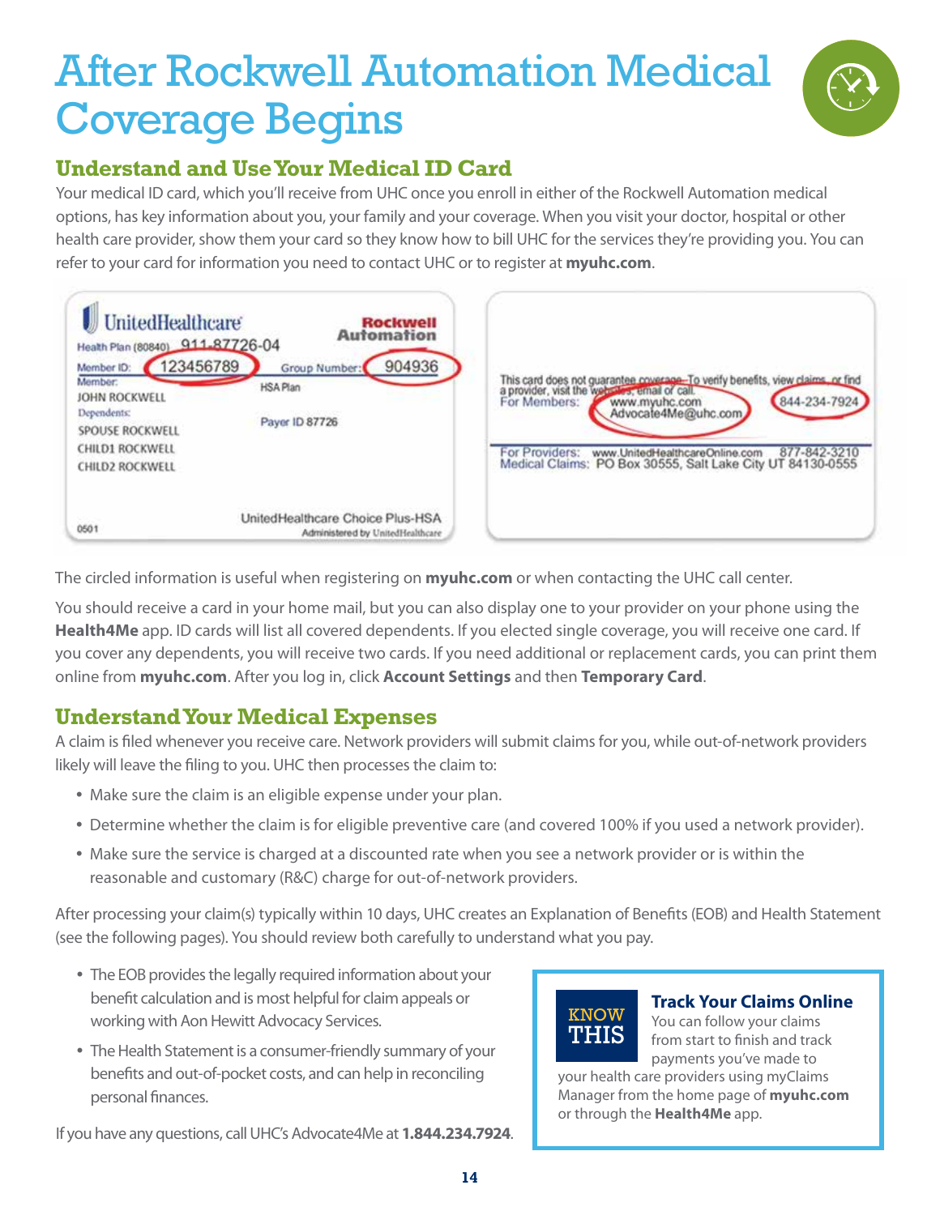# After Rockwell Automation Medical Coverage Begins

## Understand and Use Your Medical ID Card

Your medical ID card, which you'll receive from UHC once you enroll in either of the Rockwell Automation medical options, has key information about you, your family and your coverage. When you visit your doctor, hospital or other health care provider, show them your card so they know how to bill UHC for the services they're providing you. You can refer to your card for information you need to contact UHC or to register at **myuhc.com**.

UnitedHealthcare — Rockwell Automation
Health Plan (80840) 911-87726-04
Member ID: 123456789 — Group Number: 904936
Member: JOHN ROCKWELL — HSA Plan
Dependents: SPOUSE ROCKWELL, CHILD1 ROCKWELL, CHILD2 ROCKWELL — Payer ID 87726
0501 — UnitedHealthcare Choice Plus-HSA, Administered by UnitedHealthcare

This card does not guarantee coverage. To verify benefits, view claims or find a provider, visit the website, email or call.
For Members: www.myuhc.com, Advocate4Me@uhc.com — 844-234-7924
For Providers: www.UnitedHealthcareOnline.com 877-842-3210
Medical Claims: PO Box 30555, Salt Lake City UT 84130-0555

The circled information is useful when registering on **myuhc.com** or when contacting the UHC call center.

You should receive a card in your home mail, but you can also display one to your provider on your phone using the **Health4Me** app. ID cards will list all covered dependents. If you elected single coverage, you will receive one card. If you cover any dependents, you will receive two cards. If you need additional or replacement cards, you can print them online from **myuhc.com**. After you log in, click **Account Settings** and then **Temporary Card**.

## Understand Your Medical Expenses

A claim is filed whenever you receive care. Network providers will submit claims for you, while out-of-network providers likely will leave the filing to you. UHC then processes the claim to:

- Make sure the claim is an eligible expense under your plan.
- Determine whether the claim is for eligible preventive care (and covered 100% if you used a network provider).
- Make sure the service is charged at a discounted rate when you see a network provider or is within the reasonable and customary (R&C) charge for out-of-network providers.

After processing your claim(s) typically within 10 days, UHC creates an Explanation of Benefits (EOB) and Health Statement (see the following pages). You should review both carefully to understand what you pay.

- The EOB provides the legally required information about your benefit calculation and is most helpful for claim appeals or working with Aon Hewitt Advocacy Services.
- The Health Statement is a consumer-friendly summary of your benefits and out-of-pocket costs, and can help in reconciling personal finances.

If you have any questions, call UHC's Advocate4Me at **1.844.234.7924**.

> **KNOW THIS**
>
> **Track Your Claims Online**
> You can follow your claims from start to finish and track payments you've made to your health care providers using myClaims Manager from the home page of **myuhc.com** or through the **Health4Me** app.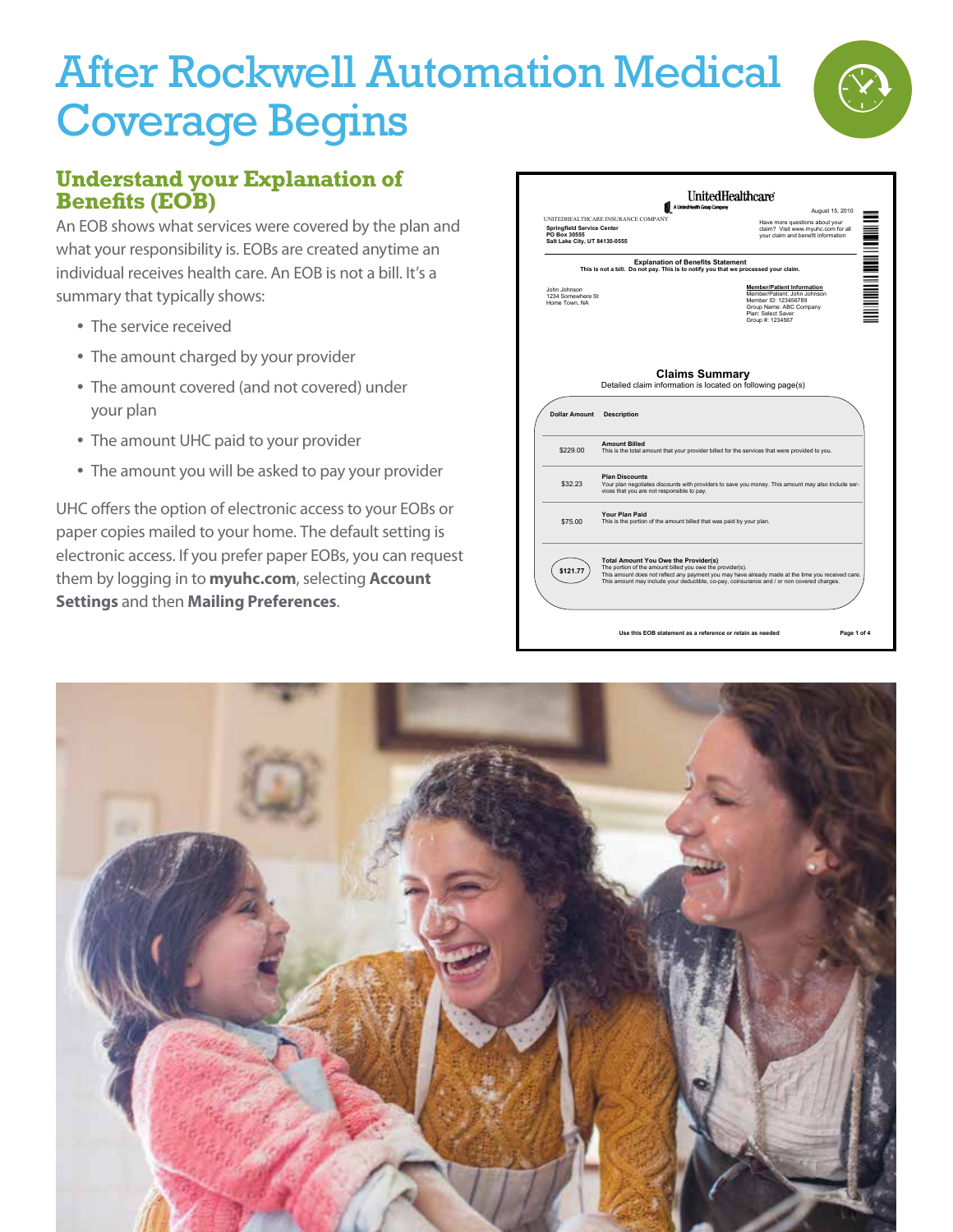# After Rockwell Automation Medical Coverage Begins

## Understand your Explanation of Benefits (EOB)

An EOB shows what services were covered by the plan and what your responsibility is. EOBs are created anytime an individual receives health care. An EOB is not a bill. It's a summary that typically shows:

- The service received
- The amount charged by your provider
- The amount covered (and not covered) under your plan
- The amount UHC paid to your provider
- The amount you will be asked to pay your provider

UHC offers the option of electronic access to your EOBs or paper copies mailed to your home. The default setting is electronic access. If you prefer paper EOBs, you can request them by logging in to **myuhc.com**, selecting **Account Settings** and then **Mailing Preferences**.

UnitedHealthcare
A UnitedHealth Group Company

UNITEDHEALTHCARE INSURANCE COMPANY
**Springfield Service Center**
**PO Box 30555**
**Salt Lake City, UT 84130-0555**

August 15, 2010

Have more questions about your claim? Visit www.myuhc.com for all your claim and benefit information

**Explanation of Benefits Statement**
**This is not a bill. Do not pay. This is to notify you that we processed your claim.**

John Johnson
1234 Somewhere St
Home Town, NA

**Member/Patient Information**
Member/Patient: John Johnson
Member ID: 123456789
Group Name: ABC Company
Plan: Select Saver
Group #: 1234567

**Claims Summary**
Detailed claim information is located on following page(s)

| Dollar Amount | Description |
|---|---|
| $229.00 | **Amount Billed** This is the total amount that your provider billed for the services that were provided to you. |
| $32.23 | **Plan Discounts** Your plan negotiates discounts with providers to save you money. This amount may also include services that you are not responsible to pay. |
| $75.00 | **Your Plan Paid** This is the portion of the amount billed that was paid by your plan. |
| $121.77 | **Total Amount You Owe the Provider(s)** The portion of the amount billed you owe the provider(s). This amount does not reflect any payment you may have already made at the time you received care. This amount may include your deductible, co-pay, coinsurance and / or non covered charges. |

**Use this EOB statement as a reference or retain as needed**

Page 1 of 4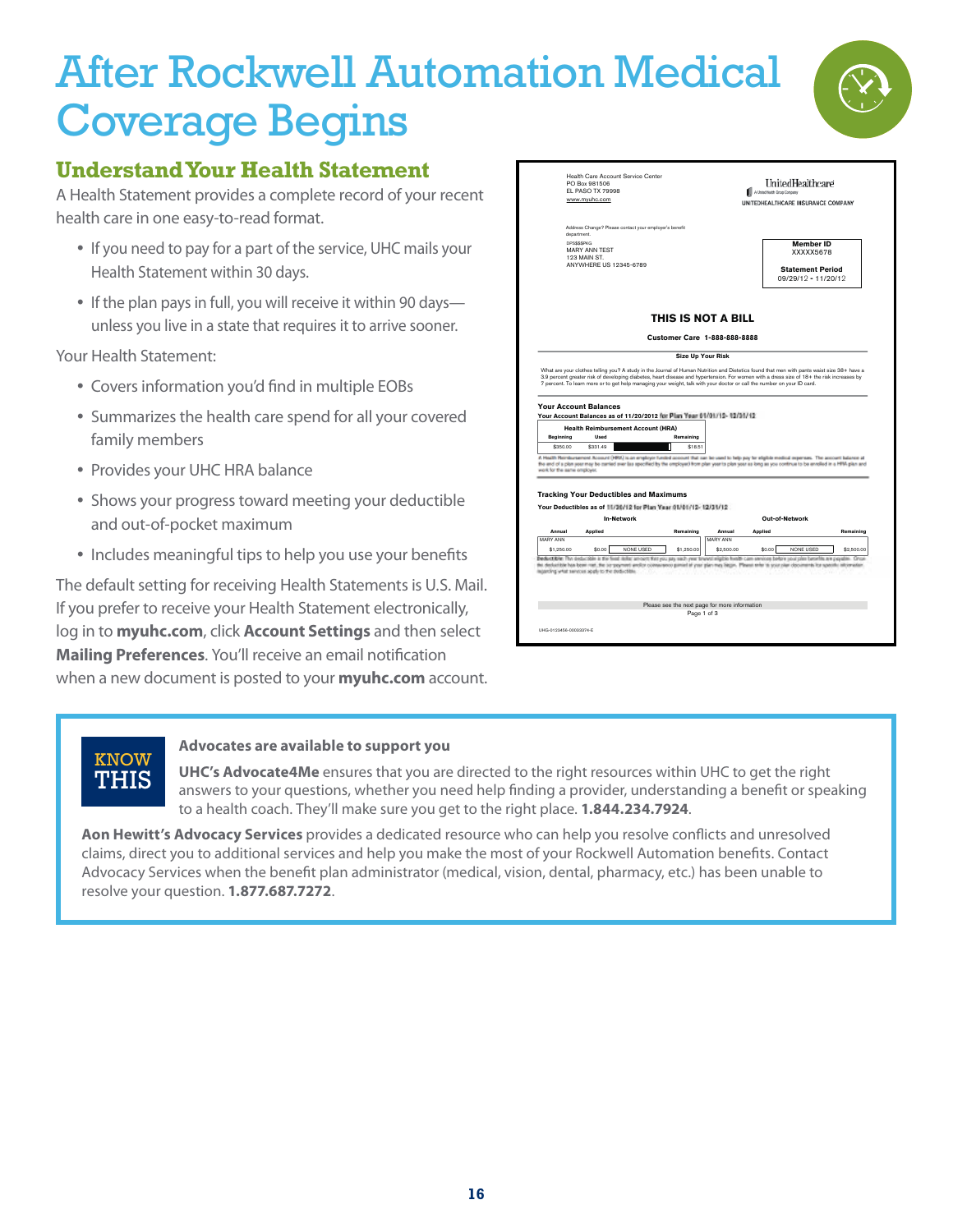# After Rockwell Automation Medical Coverage Begins

## Understand Your Health Statement

A Health Statement provides a complete record of your recent health care in one easy-to-read format.

- If you need to pay for a part of the service, UHC mails your Health Statement within 30 days.
- If the plan pays in full, you will receive it within 90 days—unless you live in a state that requires it to arrive sooner.

Your Health Statement:

- Covers information you'd find in multiple EOBs
- Summarizes the health care spend for all your covered family members
- Provides your UHC HRA balance
- Shows your progress toward meeting your deductible and out-of-pocket maximum
- Includes meaningful tips to help you use your benefits

The default setting for receiving Health Statements is U.S. Mail. If you prefer to receive your Health Statement electronically, log in to **myuhc.com**, click **Account Settings** and then select **Mailing Preferences**. You'll receive an email notification when a new document is posted to your **myuhc.com** account.

---

Health Care Account Service Center
PO Box 981506
EL PASO TX 79998
www.myuhc.com

UnitedHealthcare
A UnitedHealth Group Company
UNITEDHEALTHCARE INSURANCE COMPANY

Address Change? Please contact your employer's benefit department.

DPS$$$PKG
MARY ANN TEST
123 MAIN ST.
ANYWHERE US 12345-6789

**Member ID**
XXXXX5678

**Statement Period**
09/29/12 - 11/20/12

**THIS IS NOT A BILL**

**Customer Care 1-888-888-8888**

**Size Up Your Risk**

What are your clothes telling you? A study in the Journal of Human Nutrition and Dietetics found that men with pants waist size 38+ have a 3.9 percent greater risk of developing diabetes, heart disease and hypertension. For women with a dress size of 18+ the risk increases by 7 percent. To learn more or to get help managing your weight, talk with your doctor or call the number on your ID card.

**Your Account Balances**

**Your Account Balances as of 11/20/2012 for Plan Year 01/01/12 - 12/31/12**

| Health Reimbursement Account (HRA) | | |
|---|---|---|
| Beginning | Used | Remaining |
| $350.00 | $331.49 | $18.51 |

A Health Reimbursement Account (HRA) is an employer funded account that can be used to help pay for eligible medical expenses. The account balance at the end of a plan year may be carried over (as specified by the employer) from plan year to plan year as long as you continue to be enrolled in a HRA plan and work for the same employer.

**Tracking Your Deductibles and Maximums**

**Your Deductibles as of 11/20/12 for Plan Year 01/01/12 - 12/31/12**

| In-Network | | | | Out-of-Network | | | |
|---|---|---|---|---|---|---|---|
| Annual | Applied | | Remaining | Annual | Applied | | Remaining |
| MARY ANN | | | | MARY ANN | | | |
| $1,250.00 | $0.00 | NONE USED | $1,250.00 | $2,500.00 | $0.00 | NONE USED | $2,500.00 |

**Deductible:** This deductible is the fixed dollar amount that you pay each year toward eligible health care services before your plan benefits are payable. Once the deductible has been met, the co-payment and/or coinsurance portion of your plan may begin. Please refer to your plan documents for specific information regarding what services apply to the deductible.

Please see the next page for more information
Page 1 of 3

UHG-0123456-00003374-E

---

**KNOW THIS**

**Advocates are available to support you**

**UHC's Advocate4Me** ensures that you are directed to the right resources within UHC to get the right answers to your questions, whether you need help finding a provider, understanding a benefit or speaking to a health coach. They'll make sure you get to the right place. **1.844.234.7924**.

**Aon Hewitt's Advocacy Services** provides a dedicated resource who can help you resolve conflicts and unresolved claims, direct you to additional services and help you make the most of your Rockwell Automation benefits. Contact Advocacy Services when the benefit plan administrator (medical, vision, dental, pharmacy, etc.) has been unable to resolve your question. **1.877.687.7272**.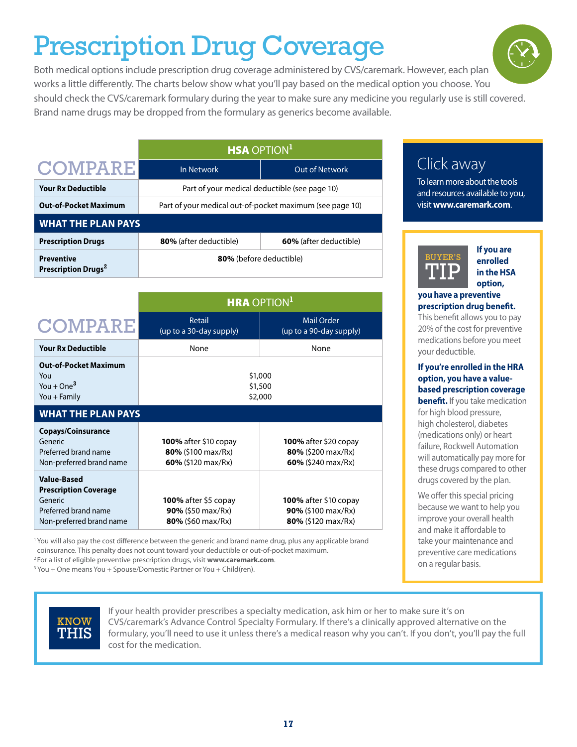# Prescription Drug Coverage

Both medical options include prescription drug coverage administered by CVS/caremark. However, each plan works a little differently. The charts below show what you'll pay based on the medical option you choose. You should check the CVS/caremark formulary during the year to make sure any medicine you regularly use is still covered. Brand name drugs may be dropped from the formulary as generics become available.

| COMPARE | **HSA** OPTION[1] | |
|---|---|---|
| | In Network | Out of Network |
| **Your Rx Deductible** | Part of your medical deductible (see page 10) | |
| **Out-of-Pocket Maximum** | Part of your medical out-of-pocket maximum (see page 10) | |
| **WHAT THE PLAN PAYS** | | |
| **Prescription Drugs** | **80%** (after deductible) | **60%** (after deductible) |
| **Preventive Prescription Drugs**[2] | **80%** (before deductible) | |

| COMPARE | **HRA** OPTION[1] | |
|---|---|---|
| | Retail (up to a 30-day supply) | Mail Order (up to a 90-day supply) |
| **Your Rx Deductible** | None | None |
| **Out-of-Pocket Maximum**<br>You<br>You + One[3]<br>You + Family | $1,000<br>$1,500<br>$2,000 | |
| **WHAT THE PLAN PAYS** | | |
| **Copays/Coinsurance**<br>Generic<br>Preferred brand name<br>Non-preferred brand name | **100%** after $10 copay<br>**80%** ($100 max/Rx)<br>**60%** ($120 max/Rx) | **100%** after $20 copay<br>**80%** ($200 max/Rx)<br>**60%** ($240 max/Rx) |
| **Value-Based Prescription Coverage**<br>Generic<br>Preferred brand name<br>Non-preferred brand name | **100%** after $5 copay<br>**90%** ($50 max/Rx)<br>**80%** ($60 max/Rx) | **100%** after $10 copay<br>**90%** ($100 max/Rx)<br>**80%** ($120 max/Rx) |

[1] You will also pay the cost difference between the generic and brand name drug, plus any applicable brand coinsurance. This penalty does not count toward your deductible or out-of-pocket maximum.
[2] For a list of eligible preventive prescription drugs, visit **www.caremark.com**.
[3] You + One means You + Spouse/Domestic Partner or You + Child(ren).

## Click away

To learn more about the tools and resources available to you, visit **www.caremark.com**.

## BUYER'S TIP

**If you are enrolled in the HSA option, you have a preventive prescription drug benefit.** This benefit allows you to pay 20% of the cost for preventive medications before you meet your deductible.

**If you're enrolled in the HRA option, you have a value-based prescription coverage benefit.** If you take medication for high blood pressure, high cholesterol, diabetes (medications only) or heart failure, Rockwell Automation will automatically pay more for these drugs compared to other drugs covered by the plan.

We offer this special pricing because we want to help you improve your overall health and make it affordable to take your maintenance and preventive care medications on a regular basis.

## KNOW THIS

If your health provider prescribes a specialty medication, ask him or her to make sure it's on CVS/caremark's Advance Control Specialty Formulary. If there's a clinically approved alternative on the formulary, you'll need to use it unless there's a medical reason why you can't. If you don't, you'll pay the full cost for the medication.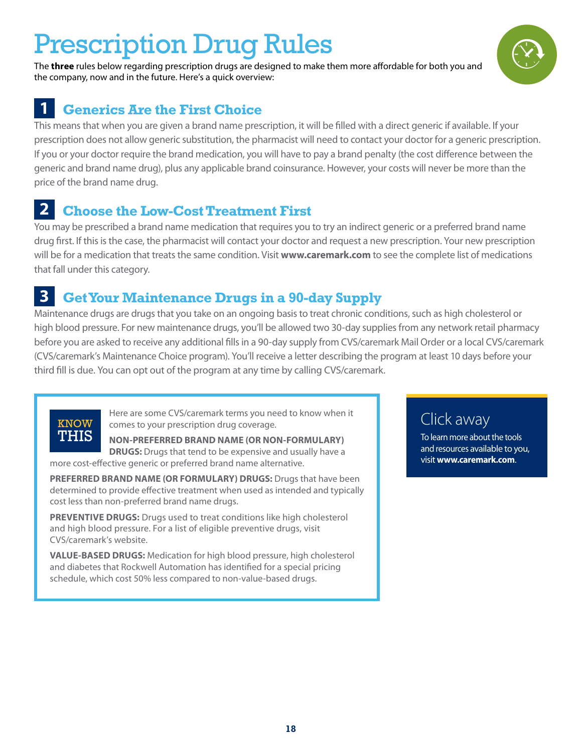# Prescription Drug Rules

The **three** rules below regarding prescription drugs are designed to make them more affordable for both you and the company, now and in the future. Here's a quick overview:

## 1 Generics Are the First Choice

This means that when you are given a brand name prescription, it will be filled with a direct generic if available. If your prescription does not allow generic substitution, the pharmacist will need to contact your doctor for a generic prescription. If you or your doctor require the brand medication, you will have to pay a brand penalty (the cost difference between the generic and brand name drug), plus any applicable brand coinsurance. However, your costs will never be more than the price of the brand name drug.

## 2 Choose the Low-Cost Treatment First

You may be prescribed a brand name medication that requires you to try an indirect generic or a preferred brand name drug first. If this is the case, the pharmacist will contact your doctor and request a new prescription. Your new prescription will be for a medication that treats the same condition. Visit **www.caremark.com** to see the complete list of medications that fall under this category.

## 3 Get Your Maintenance Drugs in a 90-day Supply

Maintenance drugs are drugs that you take on an ongoing basis to treat chronic conditions, such as high cholesterol or high blood pressure. For new maintenance drugs, you'll be allowed two 30-day supplies from any network retail pharmacy before you are asked to receive any additional fills in a 90-day supply from CVS/caremark Mail Order or a local CVS/caremark (CVS/caremark's Maintenance Choice program). You'll receive a letter describing the program at least 10 days before your third fill is due. You can opt out of the program at any time by calling CVS/caremark.

### KNOW THIS

Here are some CVS/caremark terms you need to know when it comes to your prescription drug coverage.

**NON-PREFERRED BRAND NAME (OR NON-FORMULARY) DRUGS:** Drugs that tend to be expensive and usually have a more cost-effective generic or preferred brand name alternative.

**PREFERRED BRAND NAME (OR FORMULARY) DRUGS:** Drugs that have been determined to provide effective treatment when used as intended and typically cost less than non-preferred brand name drugs.

**PREVENTIVE DRUGS:** Drugs used to treat conditions like high cholesterol and high blood pressure. For a list of eligible preventive drugs, visit CVS/caremark's website.

**VALUE-BASED DRUGS:** Medication for high blood pressure, high cholesterol and diabetes that Rockwell Automation has identified for a special pricing schedule, which cost 50% less compared to non-value-based drugs.

### Click away

To learn more about the tools and resources available to you, visit **www.caremark.com**.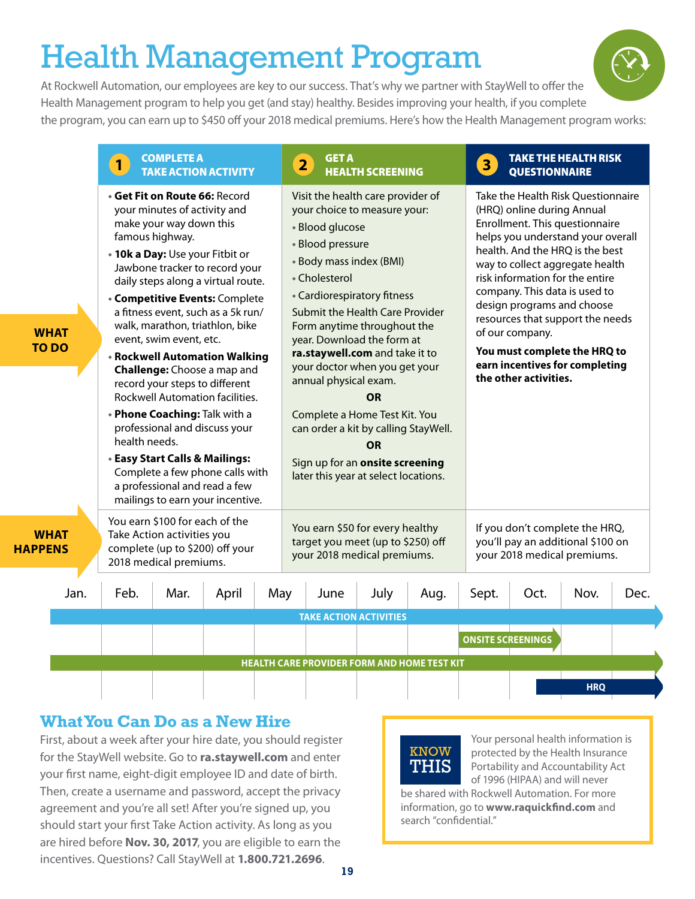# Health Management Program

At Rockwell Automation, our employees are key to our success. That's why we partner with StayWell to offer the Health Management program to help you get (and stay) healthy. Besides improving your health, if you complete the program, you can earn up to $450 off your 2018 medical premiums. Here's how the Health Management program works:

| | 1 COMPLETE A TAKE ACTION ACTIVITY | 2 GET A HEALTH SCREENING | 3 TAKE THE HEALTH RISK QUESTIONNAIRE |
|---|---|---|---|
| **WHAT TO DO** | • **Get Fit on Route 66:** Record your minutes of activity and make your way down this famous highway.<br>• **10k a Day:** Use your Fitbit or Jawbone tracker to record your daily steps along a virtual route.<br>• **Competitive Events:** Complete a fitness event, such as a 5k run/walk, marathon, triathlon, bike event, swim event, etc.<br>• **Rockwell Automation Walking Challenge:** Choose a map and record your steps to different Rockwell Automation facilities.<br>• **Phone Coaching:** Talk with a professional and discuss your health needs.<br>• **Easy Start Calls & Mailings:** Complete a few phone calls with a professional and read a few mailings to earn your incentive. | Visit the health care provider of your choice to measure your:<br>• Blood glucose<br>• Blood pressure<br>• Body mass index (BMI)<br>• Cholesterol<br>• Cardiorespiratory fitness<br>Submit the Health Care Provider Form anytime throughout the year. Download the form at **ra.staywell.com** and take it to your doctor when you get your annual physical exam.<br>**OR**<br>Complete a Home Test Kit. You can order a kit by calling StayWell.<br>**OR**<br>Sign up for an **onsite screening** later this year at select locations. | Take the Health Risk Questionnaire (HRQ) online during Annual Enrollment. This questionnaire helps you understand your overall health. And the HRQ is the best way to collect aggregate health risk information for the entire company. This data is used to design programs and choose resources that support the needs of our company.<br>**You must complete the HRQ to earn incentives for completing the other activities.** |
| **WHAT HAPPENS** | You earn $100 for each of the Take Action activities you complete (up to $200) off your 2018 medical premiums. | You earn $50 for every healthy target you meet (up to $250) off your 2018 medical premiums. | If you don't complete the HRQ, you'll pay an additional $100 on your 2018 medical premiums. |

**Timeline (Jan. – Dec.):**

- **TAKE ACTION ACTIVITIES:** Jan. – Dec.
- **ONSITE SCREENINGS:** Sept. – Oct.
- **HEALTH CARE PROVIDER FORM AND HOME TEST KIT:** Jan. – Dec.
- **HRQ:** Nov. – Dec.

## What You Can Do as a New Hire

First, about a week after your hire date, you should register for the StayWell website. Go to **ra.staywell.com** and enter your first name, eight-digit employee ID and date of birth. Then, create a username and password, accept the privacy agreement and you're all set! After you're signed up, you should start your first Take Action activity. As long as you are hired before **Nov. 30, 2017**, you are eligible to earn the incentives. Questions? Call StayWell at **1.800.721.2696**.

**KNOW THIS**

Your personal health information is protected by the Health Insurance Portability and Accountability Act of 1996 (HIPAA) and will never be shared with Rockwell Automation. For more information, go to **www.raquickfind.com** and search "confidential."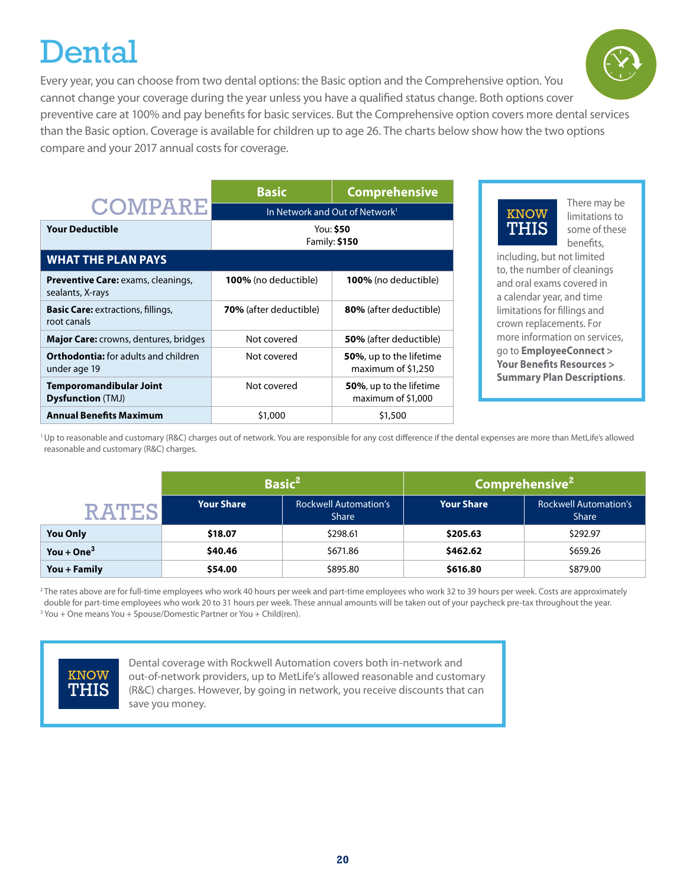# Dental

Every year, you can choose from two dental options: the Basic option and the Comprehensive option. You cannot change your coverage during the year unless you have a qualified status change. Both options cover preventive care at 100% and pay benefits for basic services. But the Comprehensive option covers more dental services than the Basic option. Coverage is available for children up to age 26. The charts below show how the two options compare and your 2017 annual costs for coverage.

## COMPARE

| | Basic | Comprehensive |
|---|---|---|
| | In Network and Out of Network[1] | |
| **Your Deductible** | You: **$50** Family: **$150** | |
| **WHAT THE PLAN PAYS** | | |
| **Preventive Care:** exams, cleanings, sealants, X-rays | **100%** (no deductible) | **100%** (no deductible) |
| **Basic Care:** extractions, fillings, root canals | **70%** (after deductible) | **80%** (after deductible) |
| **Major Care:** crowns, dentures, bridges | Not covered | **50%** (after deductible) |
| **Orthodontia:** for adults and children under age 19 | Not covered | **50%**, up to the lifetime maximum of $1,250 |
| **Temporomandibular Joint Dysfunction** (TMJ) | Not covered | **50%**, up to the lifetime maximum of $1,000 |
| **Annual Benefits Maximum** | $1,000 | $1,500 |

[1] Up to reasonable and customary (R&C) charges out of network. You are responsible for any cost difference if the dental expenses are more than MetLife's allowed reasonable and customary (R&C) charges.

**KNOW THIS**

There may be limitations to some of these benefits, including, but not limited to, the number of cleanings and oral exams covered in a calendar year, and time limitations for fillings and crown replacements. For more information on services, go to **EmployeeConnect > Your Benefits Resources > Summary Plan Descriptions**.

## RATES

| | Basic[2] | | Comprehensive[2] | |
|---|---|---|---|---|
| | Your Share | Rockwell Automation's Share | Your Share | Rockwell Automation's Share |
| **You Only** | **$18.07** | $298.61 | **$205.63** | $292.97 |
| **You + One**[3] | **$40.46** | $671.86 | **$462.62** | $659.26 |
| **You + Family** | **$54.00** | $895.80 | **$616.80** | $879.00 |

[2] The rates above are for full-time employees who work 40 hours per week and part-time employees who work 32 to 39 hours per week. Costs are approximately double for part-time employees who work 20 to 31 hours per week. These annual amounts will be taken out of your paycheck pre-tax throughout the year.
[3] You + One means You + Spouse/Domestic Partner or You + Child(ren).

**KNOW THIS**

Dental coverage with Rockwell Automation covers both in-network and out-of-network providers, up to MetLife's allowed reasonable and customary (R&C) charges. However, by going in network, you receive discounts that can save you money.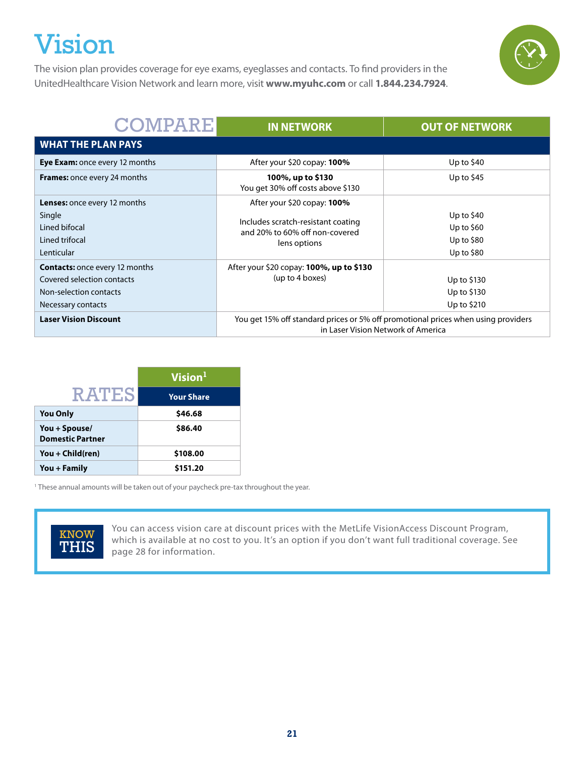# Vision

The vision plan provides coverage for eye exams, eyeglasses and contacts. To find providers in the UnitedHealthcare Vision Network and learn more, visit **www.myuhc.com** or call **1.844.234.7924**.

| COMPARE | IN NETWORK | OUT OF NETWORK |
|---|---|---|
| **WHAT THE PLAN PAYS** | | |
| **Eye Exam:** once every 12 months | After your $20 copay: **100%** | Up to $40 |
| **Frames:** once every 24 months | **100%, up to $130** You get 30% off costs above $130 | Up to $45 |
| **Lenses:** once every 12 months | After your $20 copay: **100%** Includes scratch-resistant coating and 20% to 60% off non-covered lens options | |
| Single | | Up to $40 |
| Lined bifocal | | Up to $60 |
| Lined trifocal | | Up to $80 |
| Lenticular | | Up to $80 |
| **Contacts:** once every 12 months | After your $20 copay: **100%, up to $130** (up to 4 boxes) | |
| Covered selection contacts | | Up to $130 |
| Non-selection contacts | | Up to $130 |
| Necessary contacts | | Up to $210 |
| **Laser Vision Discount** | You get 15% off standard prices or 5% off promotional prices when using providers in Laser Vision Network of America | |

| RATES | Vision[1] Your Share |
|---|---|
| **You Only** | **$46.68** |
| **You + Spouse/ Domestic Partner** | **$86.40** |
| **You + Child(ren)** | **$108.00** |
| **You + Family** | **$151.20** |

[1] These annual amounts will be taken out of your paycheck pre-tax throughout the year.

**KNOW THIS**

You can access vision care at discount prices with the MetLife VisionAccess Discount Program, which is available at no cost to you. It's an option if you don't want full traditional coverage. See page 28 for information.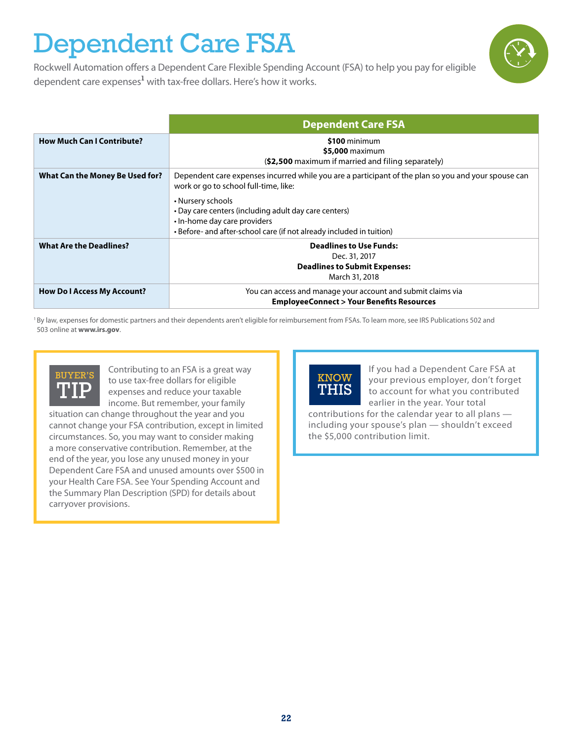# Dependent Care FSA

Rockwell Automation offers a Dependent Care Flexible Spending Account (FSA) to help you pay for eligible dependent care expenses[1] with tax-free dollars. Here's how it works.

| | Dependent Care FSA |
|---|---|
| **How Much Can I Contribute?** | **$100** minimum<br>**$5,000** maximum<br>(**$2,500** maximum if married and filing separately) |
| **What Can the Money Be Used for?** | Dependent care expenses incurred while you are a participant of the plan so you and your spouse can work or go to school full-time, like:<br>• Nursery schools<br>• Day care centers (including adult day care centers)<br>• In-home day care providers<br>• Before- and after-school care (if not already included in tuition) |
| **What Are the Deadlines?** | **Deadlines to Use Funds:**<br>Dec. 31, 2017<br>**Deadlines to Submit Expenses:**<br>March 31, 2018 |
| **How Do I Access My Account?** | You can access and manage your account and submit claims via<br>**EmployeeConnect > Your Benefits Resources** |

[1] By law, expenses for domestic partners and their dependents aren't eligible for reimbursement from FSAs. To learn more, see IRS Publications 502 and 503 online at **www.irs.gov**.

**BUYER'S TIP**

Contributing to an FSA is a great way to use tax-free dollars for eligible expenses and reduce your taxable income. But remember, your family situation can change throughout the year and you cannot change your FSA contribution, except in limited circumstances. So, you may want to consider making a more conservative contribution. Remember, at the end of the year, you lose any unused money in your Dependent Care FSA and unused amounts over $500 in your Health Care FSA. See Your Spending Account and the Summary Plan Description (SPD) for details about carryover provisions.

**KNOW THIS**

If you had a Dependent Care FSA at your previous employer, don't forget to account for what you contributed earlier in the year. Your total contributions for the calendar year to all plans — including your spouse's plan — shouldn't exceed the $5,000 contribution limit.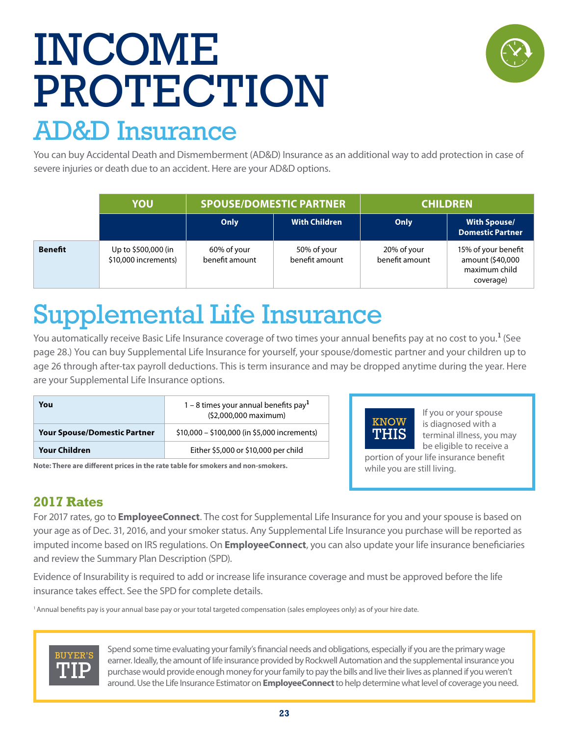# INCOME PROTECTION

## AD&D Insurance

You can buy Accidental Death and Dismemberment (AD&D) Insurance as an additional way to add protection in case of severe injuries or death due to an accident. Here are your AD&D options.

| | YOU | SPOUSE/DOMESTIC PARTNER | | CHILDREN | |
|---|---|---|---|---|---|
| | | Only | With Children | Only | With Spouse/ Domestic Partner |
| **Benefit** | Up to $500,000 (in $10,000 increments) | 60% of your benefit amount | 50% of your benefit amount | 20% of your benefit amount | 15% of your benefit amount ($40,000 maximum child coverage) |

## Supplemental Life Insurance

You automatically receive Basic Life Insurance coverage of two times your annual benefits pay at no cost to you.[1] (See page 28.) You can buy Supplemental Life Insurance for yourself, your spouse/domestic partner and your children up to age 26 through after-tax payroll deductions. This is term insurance and may be dropped anytime during the year. Here are your Supplemental Life Insurance options.

| | |
|---|---|
| **You** | 1 – 8 times your annual benefits pay[1] ($2,000,000 maximum) |
| **Your Spouse/Domestic Partner** | $10,000 – $100,000 (in $5,000 increments) |
| **Your Children** | Either $5,000 or $10,000 per child |

**Note: There are different prices in the rate table for smokers and non-smokers.**

**KNOW THIS**

If you or your spouse is diagnosed with a terminal illness, you may be eligible to receive a portion of your life insurance benefit while you are still living.

### 2017 Rates

For 2017 rates, go to **EmployeeConnect**. The cost for Supplemental Life Insurance for you and your spouse is based on your age as of Dec. 31, 2016, and your smoker status. Any Supplemental Life Insurance you purchase will be reported as imputed income based on IRS regulations. On **EmployeeConnect**, you can also update your life insurance beneficiaries and review the Summary Plan Description (SPD).

Evidence of Insurability is required to add or increase life insurance coverage and must be approved before the life insurance takes effect. See the SPD for complete details.

[1] Annual benefits pay is your annual base pay or your total targeted compensation (sales employees only) as of your hire date.

**BUYER'S TIP**

Spend some time evaluating your family's financial needs and obligations, especially if you are the primary wage earner. Ideally, the amount of life insurance provided by Rockwell Automation and the supplemental insurance you purchase would provide enough money for your family to pay the bills and live their lives as planned if you weren't around. Use the Life Insurance Estimator on **EmployeeConnect** to help determine what level of coverage you need.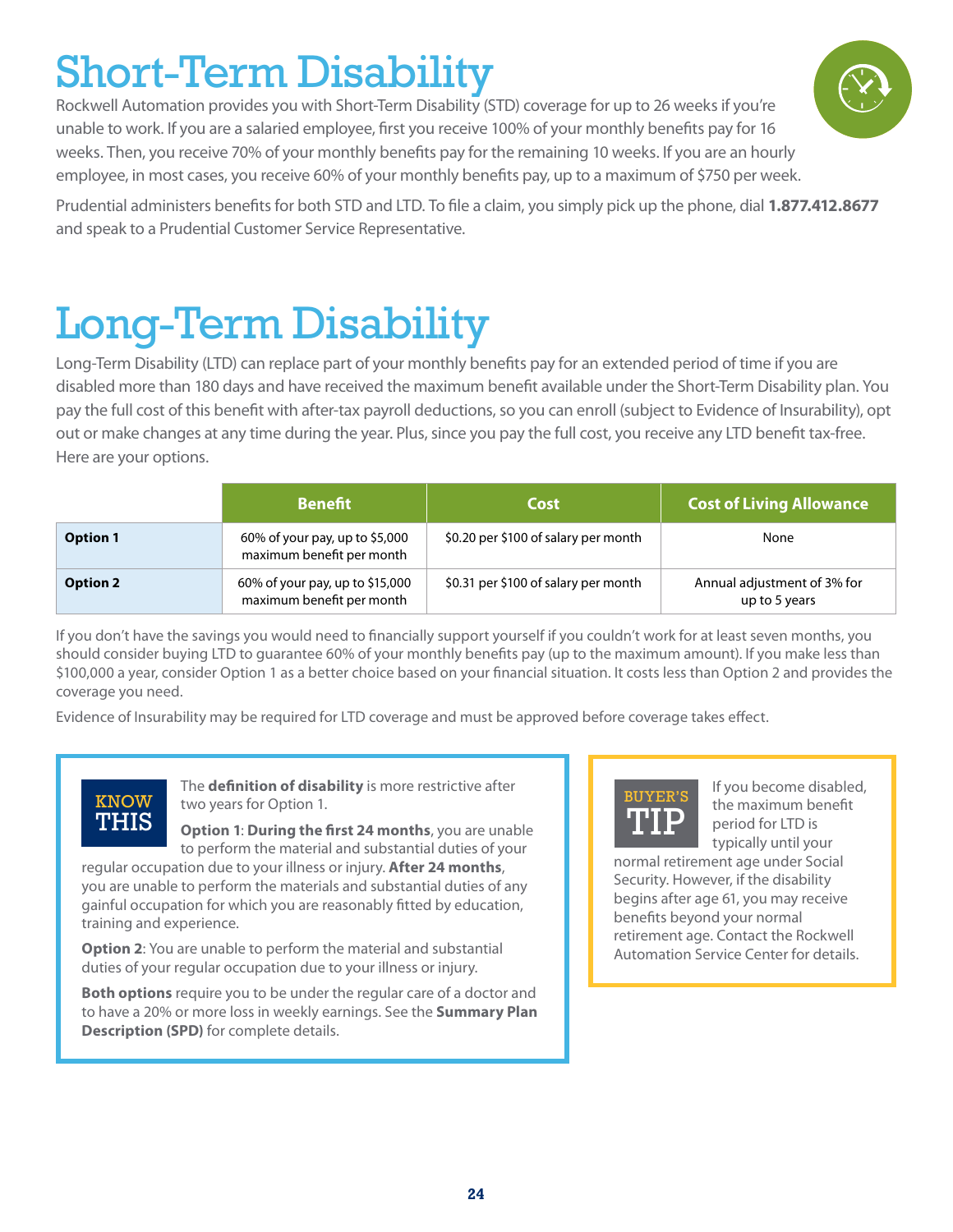# Short-Term Disability

Rockwell Automation provides you with Short-Term Disability (STD) coverage for up to 26 weeks if you're unable to work. If you are a salaried employee, first you receive 100% of your monthly benefits pay for 16 weeks. Then, you receive 70% of your monthly benefits pay for the remaining 10 weeks. If you are an hourly employee, in most cases, you receive 60% of your monthly benefits pay, up to a maximum of $750 per week.

Prudential administers benefits for both STD and LTD. To file a claim, you simply pick up the phone, dial **1.877.412.8677** and speak to a Prudential Customer Service Representative.

# Long-Term Disability

Long-Term Disability (LTD) can replace part of your monthly benefits pay for an extended period of time if you are disabled more than 180 days and have received the maximum benefit available under the Short-Term Disability plan. You pay the full cost of this benefit with after-tax payroll deductions, so you can enroll (subject to Evidence of Insurability), opt out or make changes at any time during the year. Plus, since you pay the full cost, you receive any LTD benefit tax-free. Here are your options.

| | Benefit | Cost | Cost of Living Allowance |
|---|---|---|---|
| **Option 1** | 60% of your pay, up to $5,000 maximum benefit per month | $0.20 per $100 of salary per month | None |
| **Option 2** | 60% of your pay, up to $15,000 maximum benefit per month | $0.31 per $100 of salary per month | Annual adjustment of 3% for up to 5 years |

If you don't have the savings you would need to financially support yourself if you couldn't work for at least seven months, you should consider buying LTD to guarantee 60% of your monthly benefits pay (up to the maximum amount). If you make less than $100,000 a year, consider Option 1 as a better choice based on your financial situation. It costs less than Option 2 and provides the coverage you need.

Evidence of Insurability may be required for LTD coverage and must be approved before coverage takes effect.

**KNOW THIS**

The **definition of disability** is more restrictive after two years for Option 1.

**Option 1**: **During the first 24 months**, you are unable to perform the material and substantial duties of your regular occupation due to your illness or injury. **After 24 months**, you are unable to perform the materials and substantial duties of any gainful occupation for which you are reasonably fitted by education, training and experience.

**Option 2**: You are unable to perform the material and substantial duties of your regular occupation due to your illness or injury.

**Both options** require you to be under the regular care of a doctor and to have a 20% or more loss in weekly earnings. See the **Summary Plan Description (SPD)** for complete details.

**BUYER'S TIP**

If you become disabled, the maximum benefit period for LTD is typically until your normal retirement age under Social Security. However, if the disability begins after age 61, you may receive benefits beyond your normal retirement age. Contact the Rockwell Automation Service Center for details.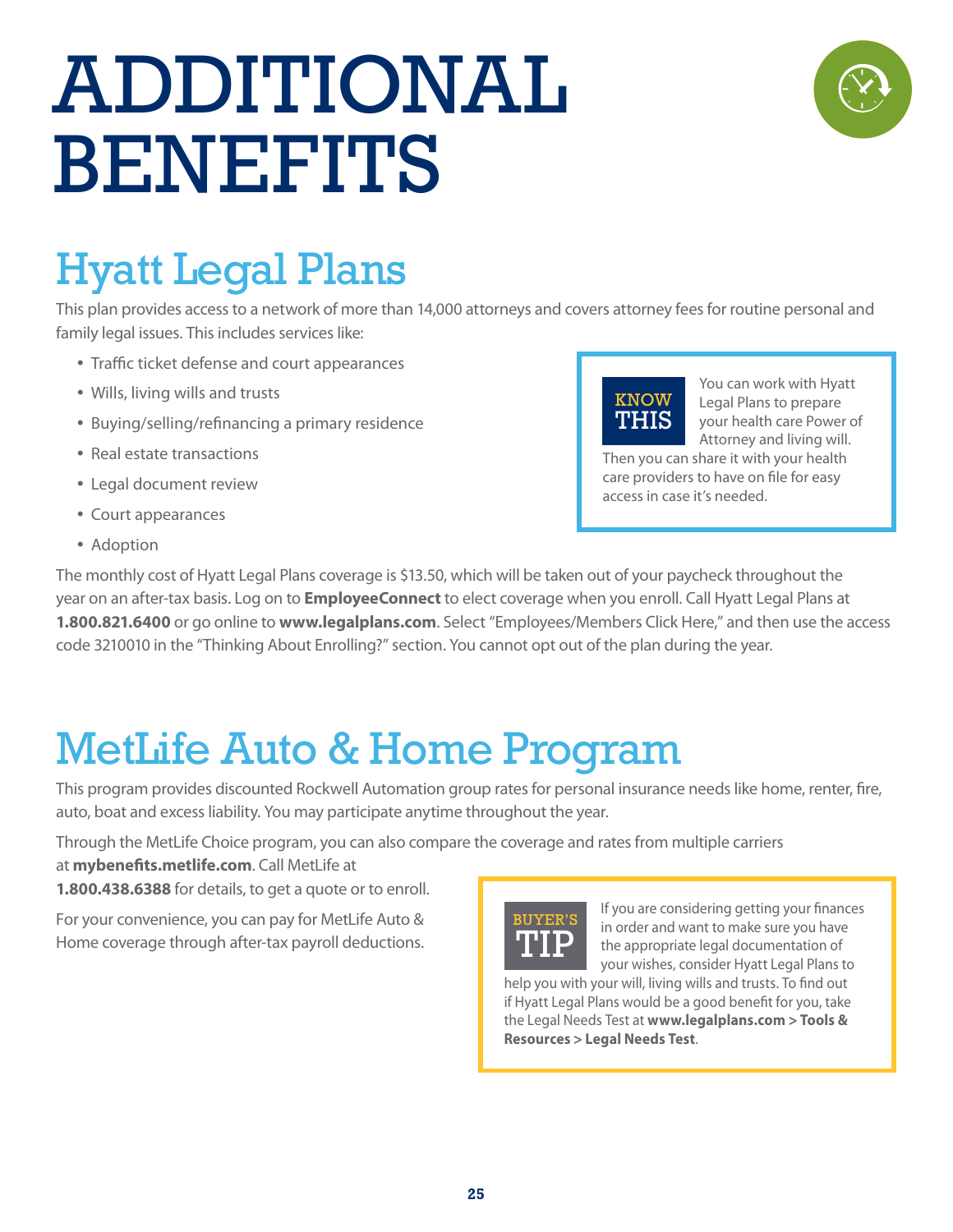# ADDITIONAL BENEFITS

## Hyatt Legal Plans

This plan provides access to a network of more than 14,000 attorneys and covers attorney fees for routine personal and family legal issues. This includes services like:

- Traffic ticket defense and court appearances
- Wills, living wills and trusts
- Buying/selling/refinancing a primary residence
- Real estate transactions
- Legal document review
- Court appearances
- Adoption

> **KNOW THIS**
>
> You can work with Hyatt Legal Plans to prepare your health care Power of Attorney and living will. Then you can share it with your health care providers to have on file for easy access in case it's needed.

The monthly cost of Hyatt Legal Plans coverage is $13.50, which will be taken out of your paycheck throughout the year on an after-tax basis. Log on to **EmployeeConnect** to elect coverage when you enroll. Call Hyatt Legal Plans at **1.800.821.6400** or go online to **www.legalplans.com**. Select "Employees/Members Click Here," and then use the access code 3210010 in the "Thinking About Enrolling?" section. You cannot opt out of the plan during the year.

## MetLife Auto & Home Program

This program provides discounted Rockwell Automation group rates for personal insurance needs like home, renter, fire, auto, boat and excess liability. You may participate anytime throughout the year.

Through the MetLife Choice program, you can also compare the coverage and rates from multiple carriers at **mybenefits.metlife.com**. Call MetLife at **1.800.438.6388** for details, to get a quote or to enroll.

For your convenience, you can pay for MetLife Auto & Home coverage through after-tax payroll deductions.

> **BUYER'S TIP**
>
> If you are considering getting your finances in order and want to make sure you have the appropriate legal documentation of your wishes, consider Hyatt Legal Plans to help you with your will, living wills and trusts. To find out if Hyatt Legal Plans would be a good benefit for you, take the Legal Needs Test at **www.legalplans.com > Tools & Resources > Legal Needs Test**.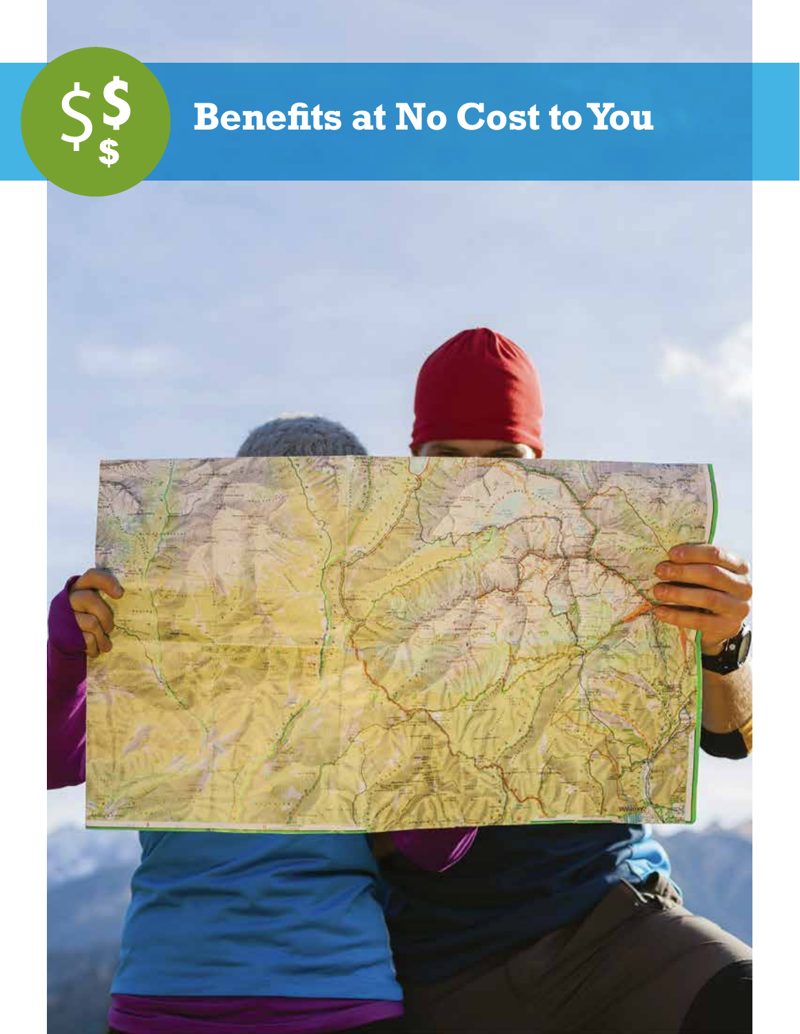# Benefits at No Cost to You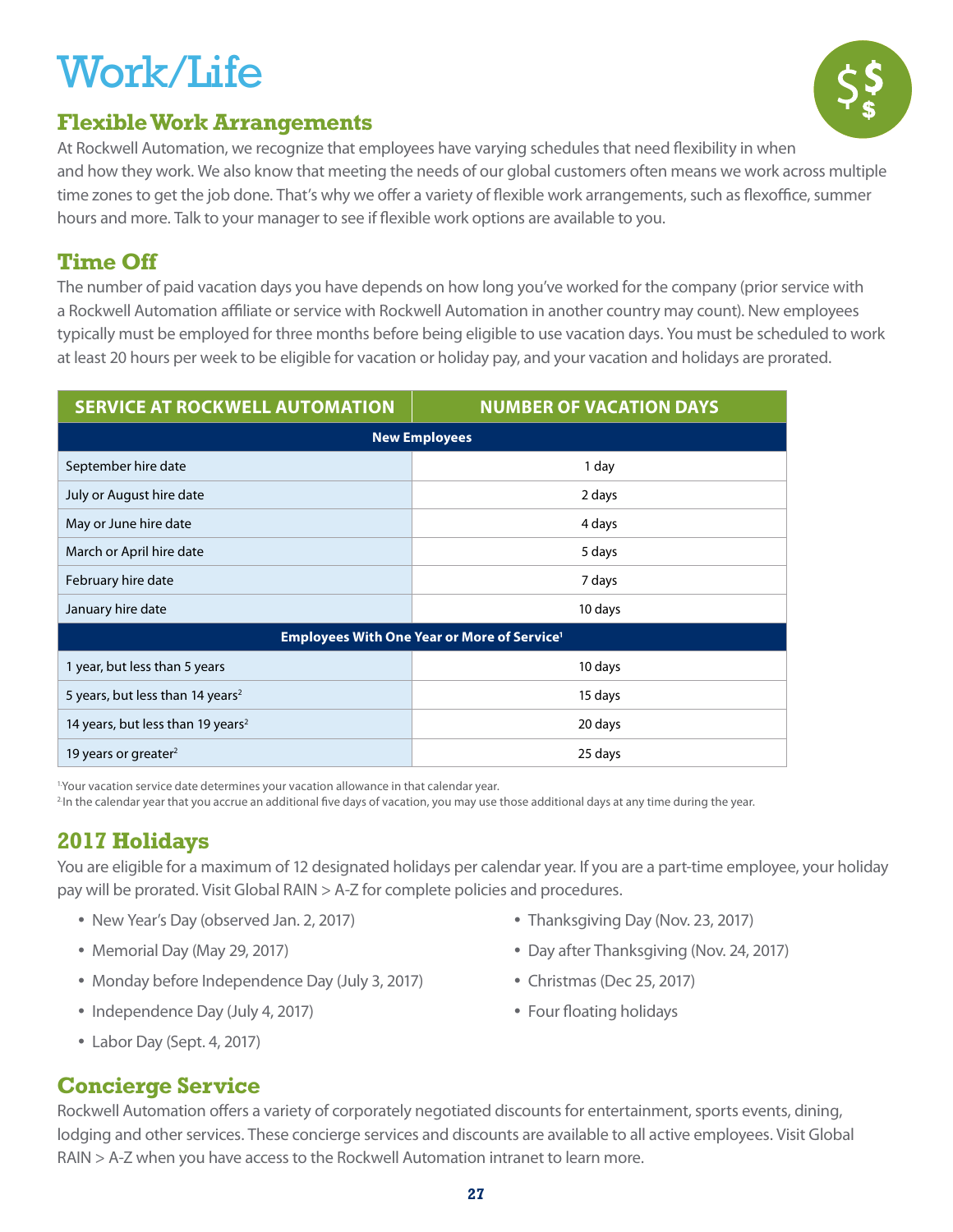# Work/Life

## Flexible Work Arrangements

At Rockwell Automation, we recognize that employees have varying schedules that need flexibility in when and how they work. We also know that meeting the needs of our global customers often means we work across multiple time zones to get the job done. That's why we offer a variety of flexible work arrangements, such as flexoffice, summer hours and more. Talk to your manager to see if flexible work options are available to you.

## Time Off

The number of paid vacation days you have depends on how long you've worked for the company (prior service with a Rockwell Automation affiliate or service with Rockwell Automation in another country may count). New employees typically must be employed for three months before being eligible to use vacation days. You must be scheduled to work at least 20 hours per week to be eligible for vacation or holiday pay, and your vacation and holidays are prorated.

| SERVICE AT ROCKWELL AUTOMATION | NUMBER OF VACATION DAYS |
|---|---|
| **New Employees** | |
| September hire date | 1 day |
| July or August hire date | 2 days |
| May or June hire date | 4 days |
| March or April hire date | 5 days |
| February hire date | 7 days |
| January hire date | 10 days |
| **Employees With One Year or More of Service[1]** | |
| 1 year, but less than 5 years | 10 days |
| 5 years, but less than 14 years[2] | 15 days |
| 14 years, but less than 19 years[2] | 20 days |
| 19 years or greater[2] | 25 days |

[1] Your vacation service date determines your vacation allowance in that calendar year.

[2] In the calendar year that you accrue an additional five days of vacation, you may use those additional days at any time during the year.

## 2017 Holidays

You are eligible for a maximum of 12 designated holidays per calendar year. If you are a part-time employee, your holiday pay will be prorated. Visit Global RAIN > A-Z for complete policies and procedures.

- New Year's Day (observed Jan. 2, 2017)
- Memorial Day (May 29, 2017)
- Monday before Independence Day (July 3, 2017)
- Independence Day (July 4, 2017)
- Labor Day (Sept. 4, 2017)
- Thanksgiving Day (Nov. 23, 2017)
- Day after Thanksgiving (Nov. 24, 2017)
- Christmas (Dec 25, 2017)
- Four floating holidays

## Concierge Service

Rockwell Automation offers a variety of corporately negotiated discounts for entertainment, sports events, dining, lodging and other services. These concierge services and discounts are available to all active employees. Visit Global RAIN > A-Z when you have access to the Rockwell Automation intranet to learn more.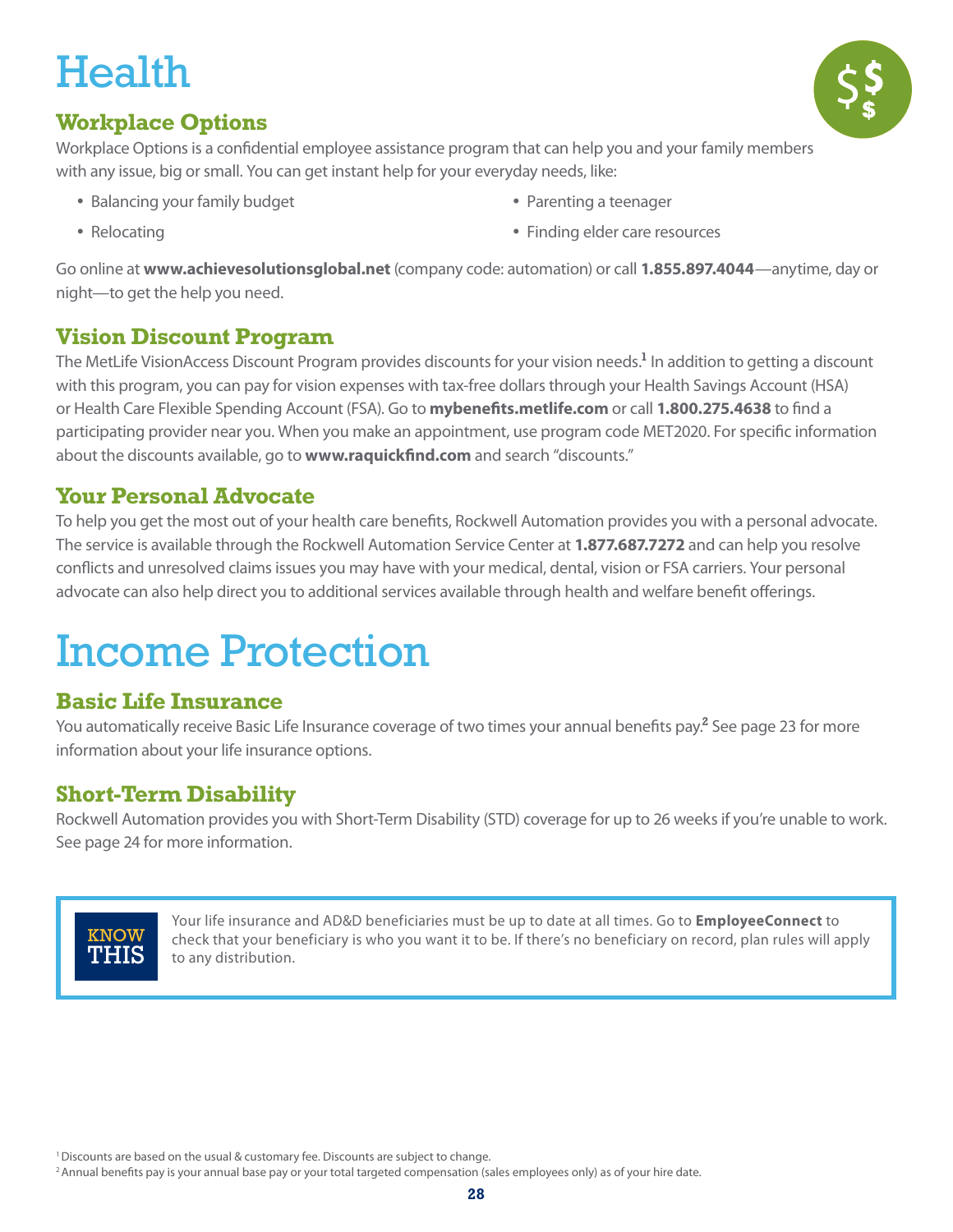# Health

## Workplace Options

Workplace Options is a confidential employee assistance program that can help you and your family members with any issue, big or small. You can get instant help for your everyday needs, like:

- Balancing your family budget
- Relocating
- Parenting a teenager
- Finding elder care resources

Go online at **www.achievesolutionsglobal.net** (company code: automation) or call **1.855.897.4044**—anytime, day or night—to get the help you need.

## Vision Discount Program

The MetLife VisionAccess Discount Program provides discounts for your vision needs.[1] In addition to getting a discount with this program, you can pay for vision expenses with tax-free dollars through your Health Savings Account (HSA) or Health Care Flexible Spending Account (FSA). Go to **mybenefits.metlife.com** or call **1.800.275.4638** to find a participating provider near you. When you make an appointment, use program code MET2020. For specific information about the discounts available, go to **www.raquickfind.com** and search "discounts."

## Your Personal Advocate

To help you get the most out of your health care benefits, Rockwell Automation provides you with a personal advocate. The service is available through the Rockwell Automation Service Center at **1.877.687.7272** and can help you resolve conflicts and unresolved claims issues you may have with your medical, dental, vision or FSA carriers. Your personal advocate can also help direct you to additional services available through health and welfare benefit offerings.

# Income Protection

## Basic Life Insurance

You automatically receive Basic Life Insurance coverage of two times your annual benefits pay.[2] See page 23 for more information about your life insurance options.

## Short-Term Disability

Rockwell Automation provides you with Short-Term Disability (STD) coverage for up to 26 weeks if you're unable to work. See page 24 for more information.

> **KNOW THIS**
>
> Your life insurance and AD&D beneficiaries must be up to date at all times. Go to **EmployeeConnect** to check that your beneficiary is who you want it to be. If there's no beneficiary on record, plan rules will apply to any distribution.

[1] Discounts are based on the usual & customary fee. Discounts are subject to change.

[2] Annual benefits pay is your annual base pay or your total targeted compensation (sales employees only) as of your hire date.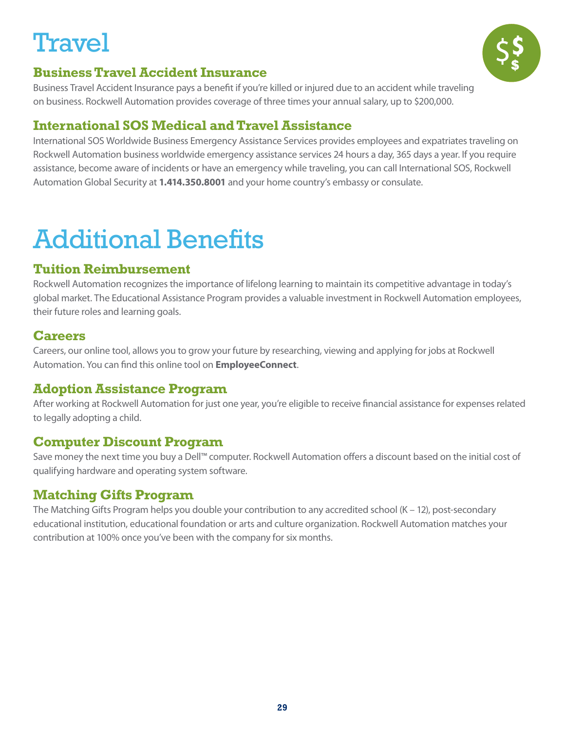# Travel

## Business Travel Accident Insurance

Business Travel Accident Insurance pays a benefit if you're killed or injured due to an accident while traveling on business. Rockwell Automation provides coverage of three times your annual salary, up to $200,000.

## International SOS Medical and Travel Assistance

International SOS Worldwide Business Emergency Assistance Services provides employees and expatriates traveling on Rockwell Automation business worldwide emergency assistance services 24 hours a day, 365 days a year. If you require assistance, become aware of incidents or have an emergency while traveling, you can call International SOS, Rockwell Automation Global Security at **1.414.350.8001** and your home country's embassy or consulate.

# Additional Benefits

## Tuition Reimbursement

Rockwell Automation recognizes the importance of lifelong learning to maintain its competitive advantage in today's global market. The Educational Assistance Program provides a valuable investment in Rockwell Automation employees, their future roles and learning goals.

## Careers

Careers, our online tool, allows you to grow your future by researching, viewing and applying for jobs at Rockwell Automation. You can find this online tool on **EmployeeConnect**.

## Adoption Assistance Program

After working at Rockwell Automation for just one year, you're eligible to receive financial assistance for expenses related to legally adopting a child.

## Computer Discount Program

Save money the next time you buy a Dell™ computer. Rockwell Automation offers a discount based on the initial cost of qualifying hardware and operating system software.

## Matching Gifts Program

The Matching Gifts Program helps you double your contribution to any accredited school (K – 12), post-secondary educational institution, educational foundation or arts and culture organization. Rockwell Automation matches your contribution at 100% once you've been with the company for six months.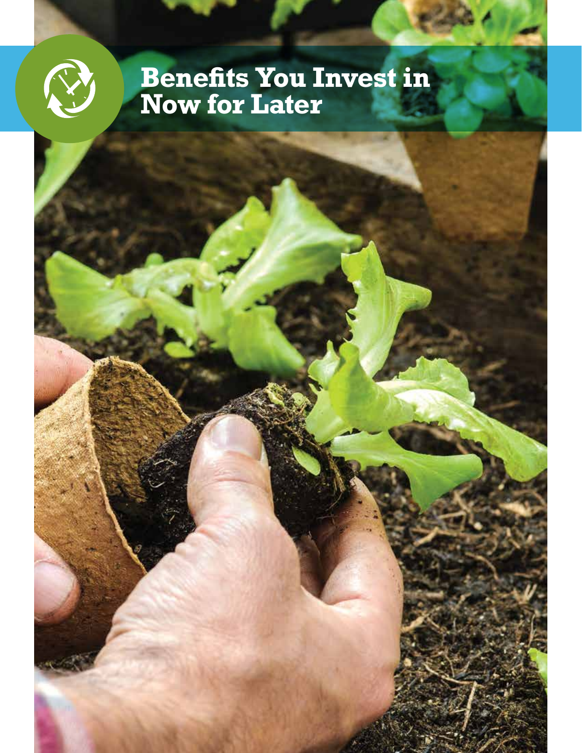# Benefits You Invest in Now for Later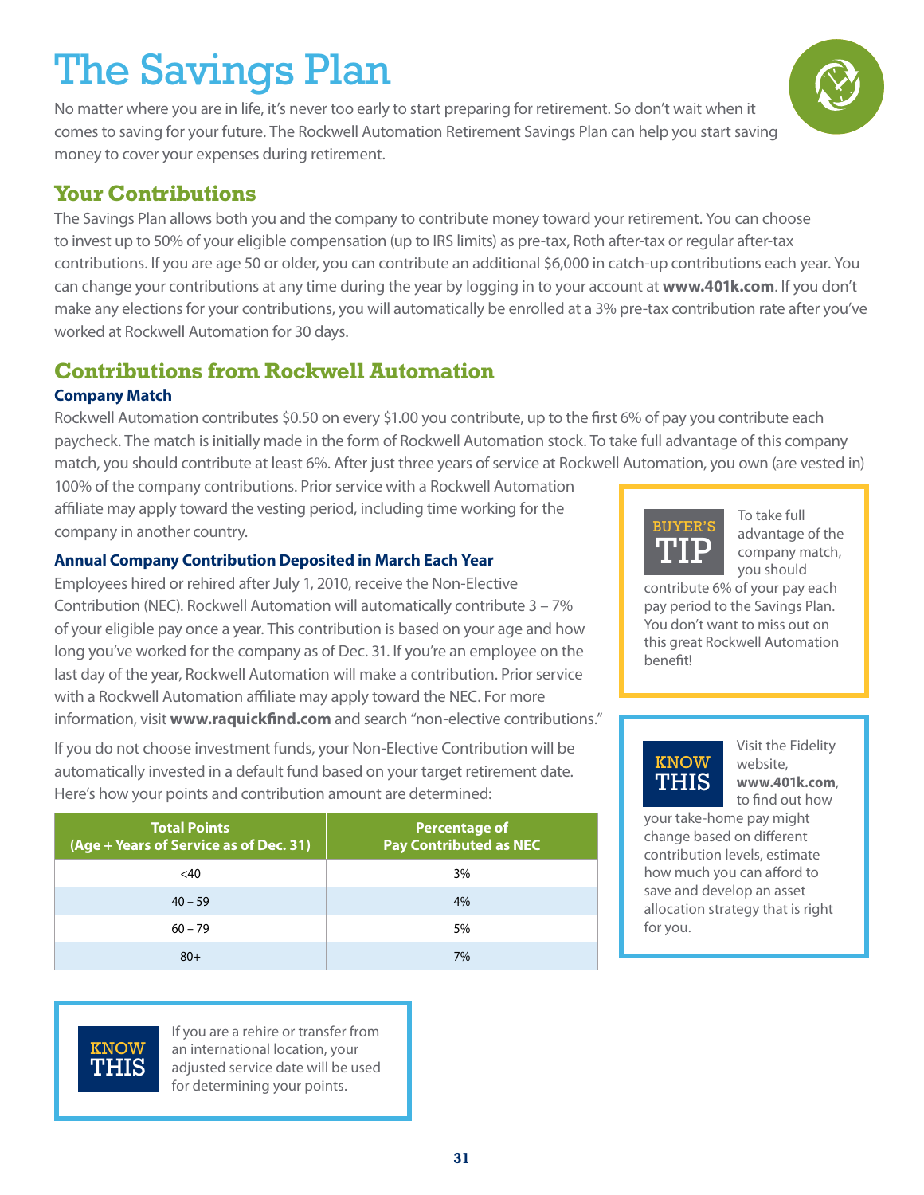# The Savings Plan

No matter where you are in life, it's never too early to start preparing for retirement. So don't wait when it comes to saving for your future. The Rockwell Automation Retirement Savings Plan can help you start saving money to cover your expenses during retirement.

## Your Contributions

The Savings Plan allows both you and the company to contribute money toward your retirement. You can choose to invest up to 50% of your eligible compensation (up to IRS limits) as pre-tax, Roth after-tax or regular after-tax contributions. If you are age 50 or older, you can contribute an additional $6,000 in catch-up contributions each year. You can change your contributions at any time during the year by logging in to your account at **www.401k.com**. If you don't make any elections for your contributions, you will automatically be enrolled at a 3% pre-tax contribution rate after you've worked at Rockwell Automation for 30 days.

## Contributions from Rockwell Automation

### Company Match

Rockwell Automation contributes $0.50 on every $1.00 you contribute, up to the first 6% of pay you contribute each paycheck. The match is initially made in the form of Rockwell Automation stock. To take full advantage of this company match, you should contribute at least 6%. After just three years of service at Rockwell Automation, you own (are vested in) 100% of the company contributions. Prior service with a Rockwell Automation affiliate may apply toward the vesting period, including time working for the company in another country.

### Annual Company Contribution Deposited in March Each Year

Employees hired or rehired after July 1, 2010, receive the Non-Elective Contribution (NEC). Rockwell Automation will automatically contribute 3 – 7% of your eligible pay once a year. This contribution is based on your age and how long you've worked for the company as of Dec. 31. If you're an employee on the last day of the year, Rockwell Automation will make a contribution. Prior service with a Rockwell Automation affiliate may apply toward the NEC. For more information, visit **www.raquickfind.com** and search "non-elective contributions."

If you do not choose investment funds, your Non-Elective Contribution will be automatically invested in a default fund based on your target retirement date. Here's how your points and contribution amount are determined:

| Total Points (Age + Years of Service as of Dec. 31) | Percentage of Pay Contributed as NEC |
|---|---|
| <40 | 3% |
| 40 – 59 | 4% |
| 60 – 79 | 5% |
| 80+ | 7% |

**KNOW THIS**

If you are a rehire or transfer from an international location, your adjusted service date will be used for determining your points.

**BUYER'S TIP**

To take full advantage of the company match, you should contribute 6% of your pay each pay period to the Savings Plan. You don't want to miss out on this great Rockwell Automation benefit!

**KNOW THIS**

Visit the Fidelity website, **www.401k.com**, to find out how your take-home pay might change based on different contribution levels, estimate how much you can afford to save and develop an asset allocation strategy that is right for you.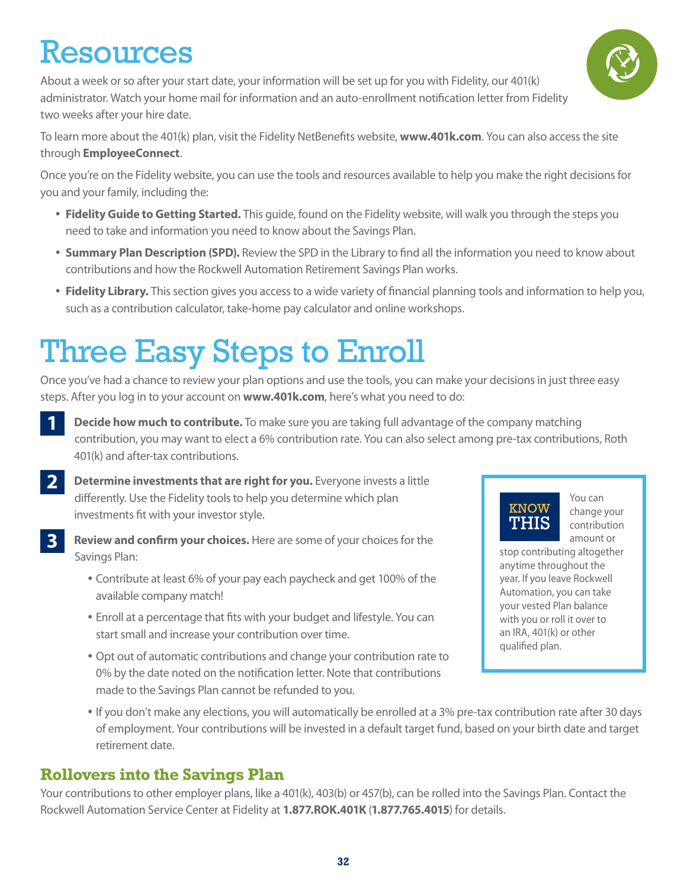# Resources

About a week or so after your start date, your information will be set up for you with Fidelity, our 401(k) administrator. Watch your home mail for information and an auto-enrollment notification letter from Fidelity two weeks after your hire date.

To learn more about the 401(k) plan, visit the Fidelity NetBenefits website, **www.401k.com**. You can also access the site through **EmployeeConnect**.

Once you're on the Fidelity website, you can use the tools and resources available to help you make the right decisions for you and your family, including the:

- **Fidelity Guide to Getting Started.** This guide, found on the Fidelity website, will walk you through the steps you need to take and information you need to know about the Savings Plan.
- **Summary Plan Description (SPD).** Review the SPD in the Library to find all the information you need to know about contributions and how the Rockwell Automation Retirement Savings Plan works.
- **Fidelity Library.** This section gives you access to a wide variety of financial planning tools and information to help you, such as a contribution calculator, take-home pay calculator and online workshops.

# Three Easy Steps to Enroll

Once you've had a chance to review your plan options and use the tools, you can make your decisions in just three easy steps. After you log in to your account on **www.401k.com**, here's what you need to do:

**1** **Decide how much to contribute.** To make sure you are taking full advantage of the company matching contribution, you may want to elect a 6% contribution rate. You can also select among pre-tax contributions, Roth 401(k) and after-tax contributions.

**2** **Determine investments that are right for you.** Everyone invests a little differently. Use the Fidelity tools to help you determine which plan investments fit with your investor style.

**3** **Review and confirm your choices.** Here are some of your choices for the Savings Plan:

- Contribute at least 6% of your pay each paycheck and get 100% of the available company match!
- Enroll at a percentage that fits with your budget and lifestyle. You can start small and increase your contribution over time.
- Opt out of automatic contributions and change your contribution rate to 0% by the date noted on the notification letter. Note that contributions made to the Savings Plan cannot be refunded to you.
- If you don't make any elections, you will automatically be enrolled at a 3% pre-tax contribution rate after 30 days of employment. Your contributions will be invested in a default target fund, based on your birth date and target retirement date.

> **KNOW THIS**
>
> You can change your contribution amount or stop contributing altogether anytime throughout the year. If you leave Rockwell Automation, you can take your vested Plan balance with you or roll it over to an IRA, 401(k) or other qualified plan.

## Rollovers into the Savings Plan

Your contributions to other employer plans, like a 401(k), 403(b) or 457(b), can be rolled into the Savings Plan. Contact the Rockwell Automation Service Center at Fidelity at **1.877.ROK.401K** (**1.877.765.4015**) for details.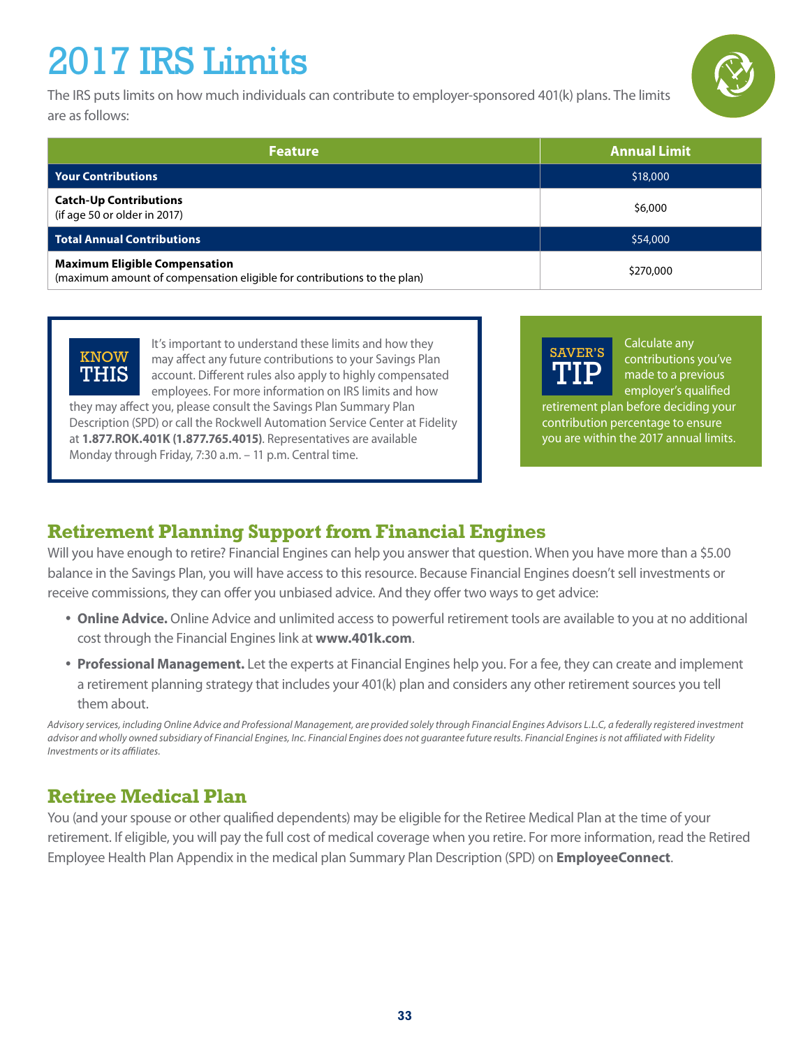# 2017 IRS Limits

The IRS puts limits on how much individuals can contribute to employer-sponsored 401(k) plans. The limits are as follows:

| Feature | Annual Limit |
|---|---|
| **Your Contributions** | $18,000 |
| **Catch-Up Contributions** (if age 50 or older in 2017) | $6,000 |
| **Total Annual Contributions** | $54,000 |
| **Maximum Eligible Compensation** (maximum amount of compensation eligible for contributions to the plan) | $270,000 |

**KNOW THIS**

It's important to understand these limits and how they may affect any future contributions to your Savings Plan account. Different rules also apply to highly compensated employees. For more information on IRS limits and how they may affect you, please consult the Savings Plan Summary Plan Description (SPD) or call the Rockwell Automation Service Center at Fidelity at **1.877.ROK.401K (1.877.765.4015)**. Representatives are available Monday through Friday, 7:30 a.m. – 11 p.m. Central time.

**SAVER'S TIP**

Calculate any contributions you've made to a previous employer's qualified retirement plan before deciding your contribution percentage to ensure you are within the 2017 annual limits.

## Retirement Planning Support from Financial Engines

Will you have enough to retire? Financial Engines can help you answer that question. When you have more than a $5.00 balance in the Savings Plan, you will have access to this resource. Because Financial Engines doesn't sell investments or receive commissions, they can offer you unbiased advice. And they offer two ways to get advice:

- **Online Advice.** Online Advice and unlimited access to powerful retirement tools are available to you at no additional cost through the Financial Engines link at **www.401k.com**.
- **Professional Management.** Let the experts at Financial Engines help you. For a fee, they can create and implement a retirement planning strategy that includes your 401(k) plan and considers any other retirement sources you tell them about.

*Advisory services, including Online Advice and Professional Management, are provided solely through Financial Engines Advisors L.L.C, a federally registered investment advisor and wholly owned subsidiary of Financial Engines, Inc. Financial Engines does not guarantee future results. Financial Engines is not affiliated with Fidelity Investments or its affiliates.*

## Retiree Medical Plan

You (and your spouse or other qualified dependents) may be eligible for the Retiree Medical Plan at the time of your retirement. If eligible, you will pay the full cost of medical coverage when you retire. For more information, read the Retired Employee Health Plan Appendix in the medical plan Summary Plan Description (SPD) on **EmployeeConnect**.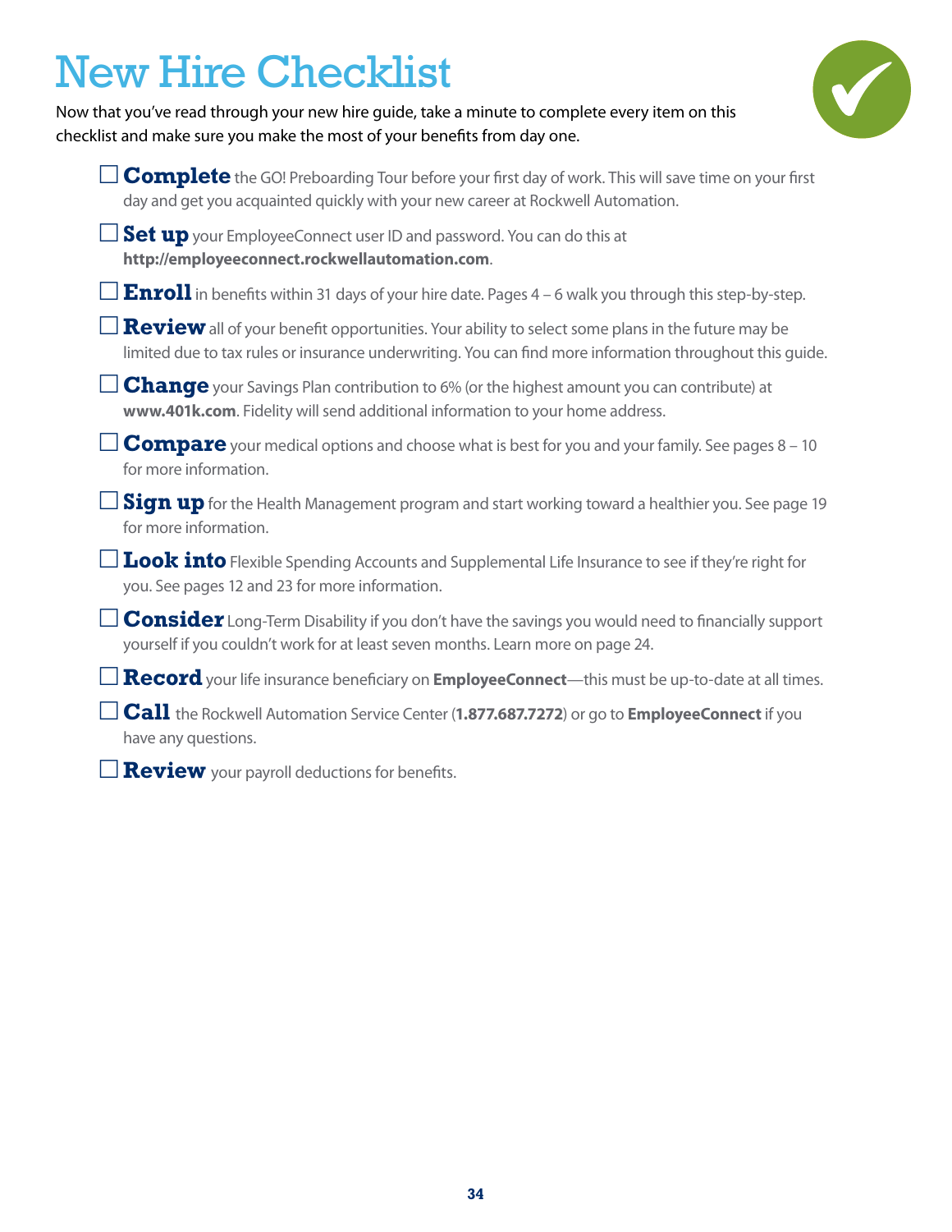# New Hire Checklist

Now that you've read through your new hire guide, take a minute to complete every item on this checklist and make sure you make the most of your benefits from day one.

- ☐ **Complete** the GO! Preboarding Tour before your first day of work. This will save time on your first day and get you acquainted quickly with your new career at Rockwell Automation.
- ☐ **Set up** your EmployeeConnect user ID and password. You can do this at **http://employeeconnect.rockwellautomation.com**.
- ☐ **Enroll** in benefits within 31 days of your hire date. Pages 4 – 6 walk you through this step-by-step.
- ☐ **Review** all of your benefit opportunities. Your ability to select some plans in the future may be limited due to tax rules or insurance underwriting. You can find more information throughout this guide.
- ☐ **Change** your Savings Plan contribution to 6% (or the highest amount you can contribute) at **www.401k.com**. Fidelity will send additional information to your home address.
- ☐ **Compare** your medical options and choose what is best for you and your family. See pages 8 – 10 for more information.
- ☐ **Sign up** for the Health Management program and start working toward a healthier you. See page 19 for more information.
- ☐ **Look into** Flexible Spending Accounts and Supplemental Life Insurance to see if they're right for you. See pages 12 and 23 for more information.
- ☐ **Consider** Long-Term Disability if you don't have the savings you would need to financially support yourself if you couldn't work for at least seven months. Learn more on page 24.
- ☐ **Record** your life insurance beneficiary on **EmployeeConnect**—this must be up-to-date at all times.
- ☐ **Call** the Rockwell Automation Service Center (**1.877.687.7272**) or go to **EmployeeConnect** if you have any questions.
- ☐ **Review** your payroll deductions for benefits.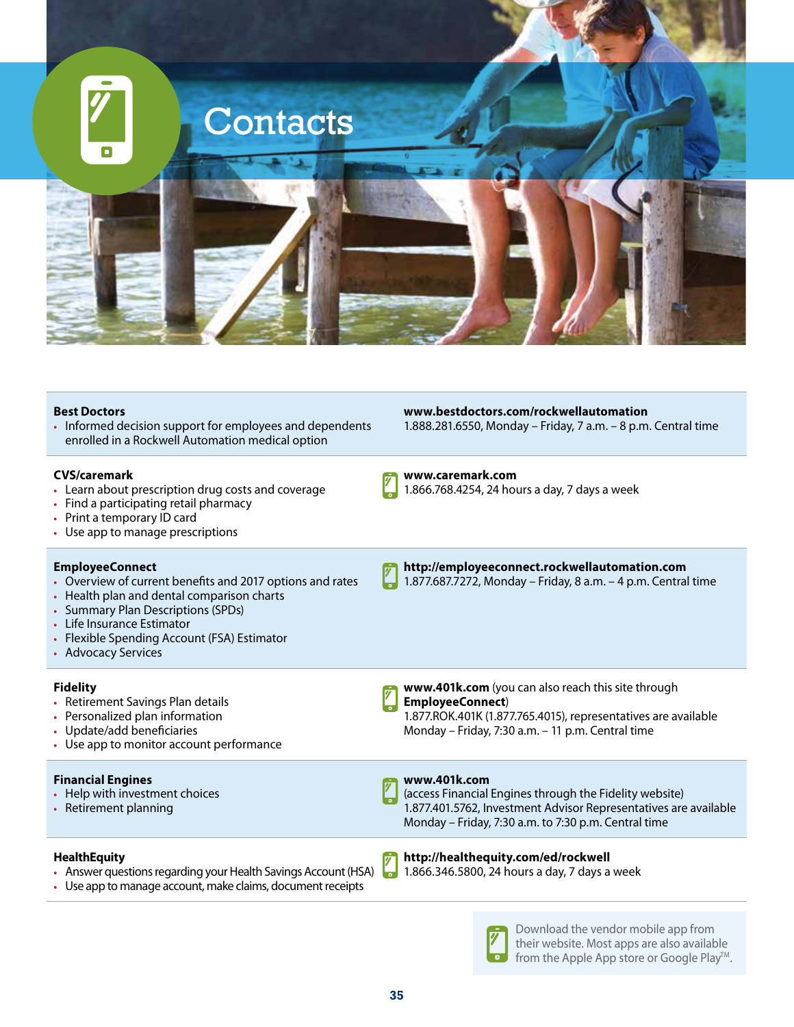# Contacts

| | |
|---|---|
| **Best Doctors**<br>• Informed decision support for employees and dependents enrolled in a Rockwell Automation medical option | **www.bestdoctors.com/rockwellautomation**<br>1.888.281.6550, Monday – Friday, 7 a.m. – 8 p.m. Central time |
| **CVS/caremark**<br>• Learn about prescription drug costs and coverage<br>• Find a participating retail pharmacy<br>• Print a temporary ID card<br>• Use app to manage prescriptions | **www.caremark.com**<br>1.866.768.4254, 24 hours a day, 7 days a week |
| **EmployeeConnect**<br>• Overview of current benefits and 2017 options and rates<br>• Health plan and dental comparison charts<br>• Summary Plan Descriptions (SPDs)<br>• Life Insurance Estimator<br>• Flexible Spending Account (FSA) Estimator<br>• Advocacy Services | **http://employeeconnect.rockwellautomation.com**<br>1.877.687.7272, Monday – Friday, 8 a.m. – 4 p.m. Central time |
| **Fidelity**<br>• Retirement Savings Plan details<br>• Personalized plan information<br>• Update/add beneficiaries<br>• Use app to monitor account performance | **www.401k.com** (you can also reach this site through **EmployeeConnect**)<br>1.877.ROK.401K (1.877.765.4015), representatives are available Monday – Friday, 7:30 a.m. – 11 p.m. Central time |
| **Financial Engines**<br>• Help with investment choices<br>• Retirement planning | **www.401k.com**<br>(access Financial Engines through the Fidelity website)<br>1.877.401.5762, Investment Advisor Representatives are available Monday – Friday, 7:30 a.m. to 7:30 p.m. Central time |
| **HealthEquity**<br>• Answer questions regarding your Health Savings Account (HSA)<br>• Use app to manage account, make claims, document receipts | **http://healthequity.com/ed/rockwell**<br>1.866.346.5800, 24 hours a day, 7 days a week |

Download the vendor mobile app from their website. Most apps are also available from the Apple App store or Google Play™.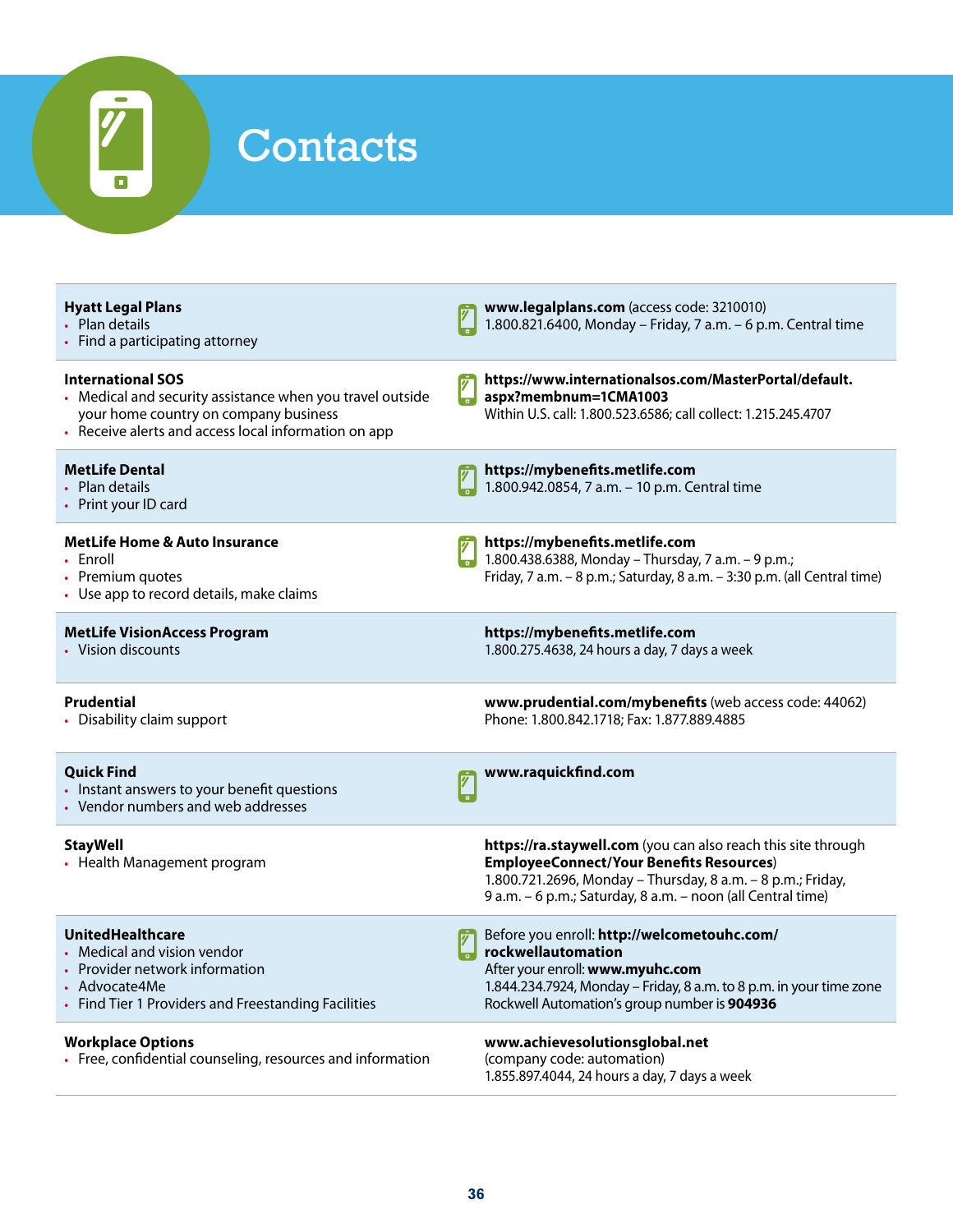# Contacts

| | |
|---|---|
| **Hyatt Legal Plans**<br>• Plan details<br>• Find a participating attorney | **www.legalplans.com** (access code: 3210010)<br>1.800.821.6400, Monday – Friday, 7 a.m. – 6 p.m. Central time |
| **International SOS**<br>• Medical and security assistance when you travel outside your home country on company business<br>• Receive alerts and access local information on app | **https://www.internationalsos.com/MasterPortal/default.aspx?membnum=1CMA1003**<br>Within U.S. call: 1.800.523.6586; call collect: 1.215.245.4707 |
| **MetLife Dental**<br>• Plan details<br>• Print your ID card | **https://mybenefits.metlife.com**<br>1.800.942.0854, 7 a.m. – 10 p.m. Central time |
| **MetLife Home & Auto Insurance**<br>• Enroll<br>• Premium quotes<br>• Use app to record details, make claims | **https://mybenefits.metlife.com**<br>1.800.438.6388, Monday – Thursday, 7 a.m. – 9 p.m.; Friday, 7 a.m. – 8 p.m.; Saturday, 8 a.m. – 3:30 p.m. (all Central time) |
| **MetLife VisionAccess Program**<br>• Vision discounts | **https://mybenefits.metlife.com**<br>1.800.275.4638, 24 hours a day, 7 days a week |
| **Prudential**<br>• Disability claim support | **www.prudential.com/mybenefits** (web access code: 44062)<br>Phone: 1.800.842.1718; Fax: 1.877.889.4885 |
| **Quick Find**<br>• Instant answers to your benefit questions<br>• Vendor numbers and web addresses | **www.raquickfind.com** |
| **StayWell**<br>• Health Management program | **https://ra.staywell.com** (you can also reach this site through **EmployeeConnect/Your Benefits Resources**)<br>1.800.721.2696, Monday – Thursday, 8 a.m. – 8 p.m.; Friday, 9 a.m. – 6 p.m.; Saturday, 8 a.m. – noon (all Central time) |
| **UnitedHealthcare**<br>• Medical and vision vendor<br>• Provider network information<br>• Advocate4Me<br>• Find Tier 1 Providers and Freestanding Facilities | Before you enroll: **http://welcometouhc.com/rockwellautomation**<br>After your enroll: **www.myuhc.com**<br>1.844.234.7924, Monday – Friday, 8 a.m. to 8 p.m. in your time zone<br>Rockwell Automation's group number is **904936** |
| **Workplace Options**<br>• Free, confidential counseling, resources and information | **www.achievesolutionsglobal.net**<br>(company code: automation)<br>1.855.897.4044, 24 hours a day, 7 days a week |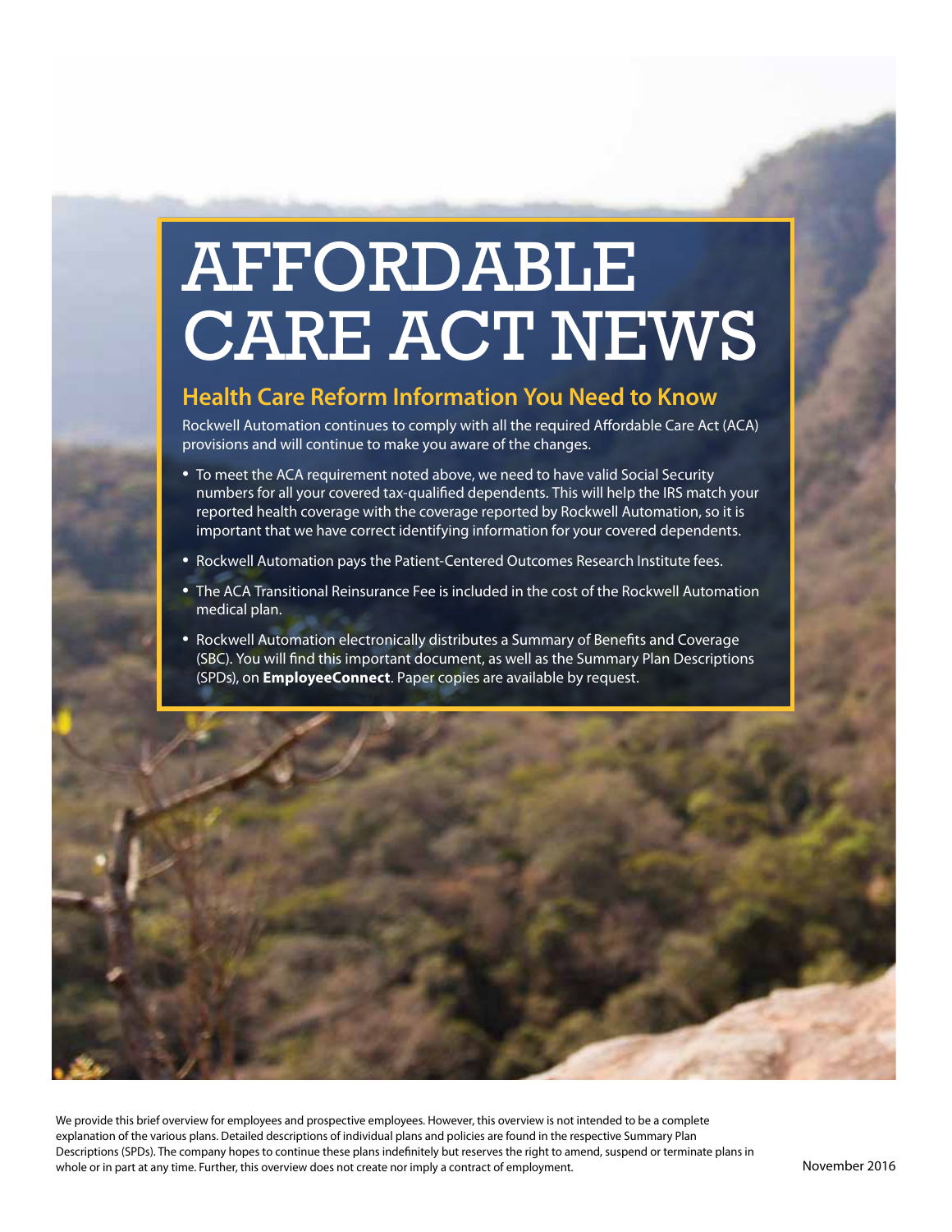# AFFORDABLE CARE ACT NEWS

## Health Care Reform Information You Need to Know

Rockwell Automation continues to comply with all the required Affordable Care Act (ACA) provisions and will continue to make you aware of the changes.

- To meet the ACA requirement noted above, we need to have valid Social Security numbers for all your covered tax-qualified dependents. This will help the IRS match your reported health coverage with the coverage reported by Rockwell Automation, so it is important that we have correct identifying information for your covered dependents.
- Rockwell Automation pays the Patient-Centered Outcomes Research Institute fees.
- The ACA Transitional Reinsurance Fee is included in the cost of the Rockwell Automation medical plan.
- Rockwell Automation electronically distributes a Summary of Benefits and Coverage (SBC). You will find this important document, as well as the Summary Plan Descriptions (SPDs), on **EmployeeConnect**. Paper copies are available by request.

We provide this brief overview for employees and prospective employees. However, this overview is not intended to be a complete explanation of the various plans. Detailed descriptions of individual plans and policies are found in the respective Summary Plan Descriptions (SPDs). The company hopes to continue these plans indefinitely but reserves the right to amend, suspend or terminate plans in whole or in part at any time. Further, this overview does not create nor imply a contract of employment.

November 2016